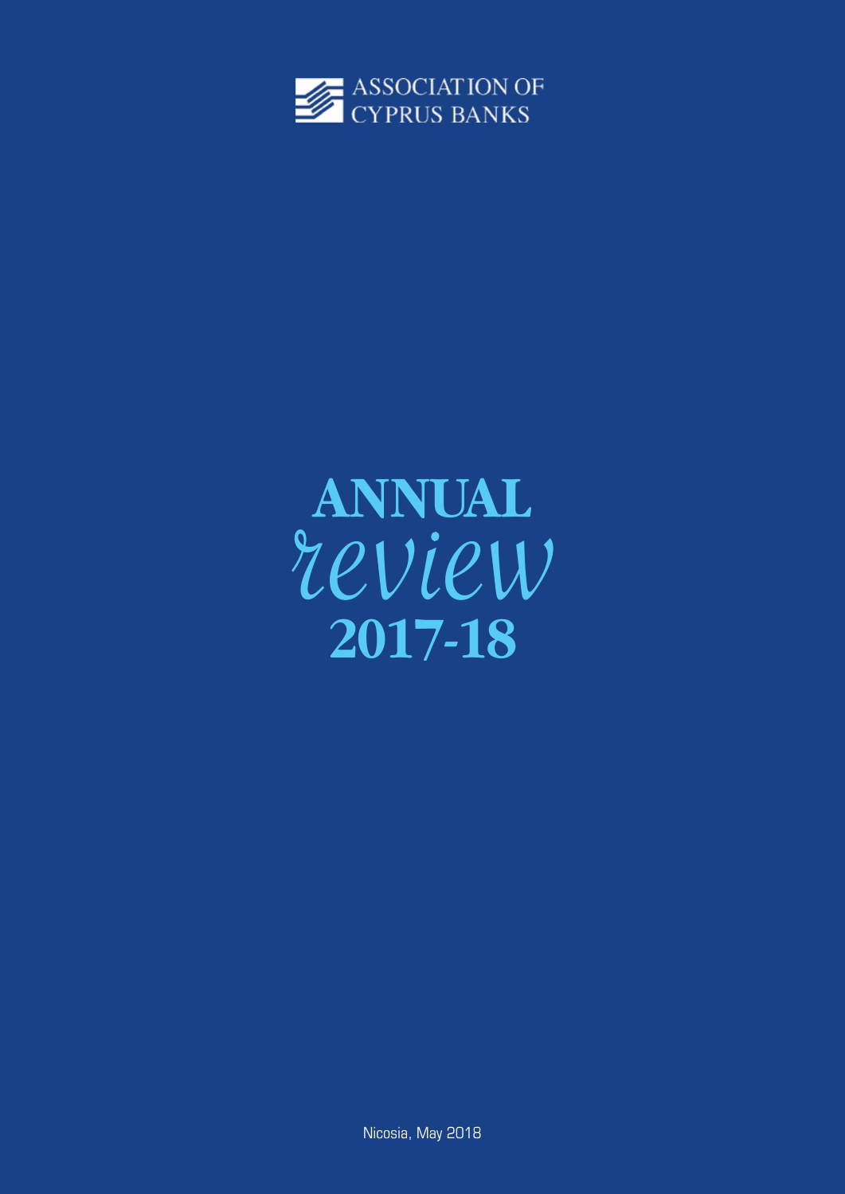ASSOCIATION OF CYPRUS BANKS

# ANNUAL *review* 2017-18

Nicosia, May 2018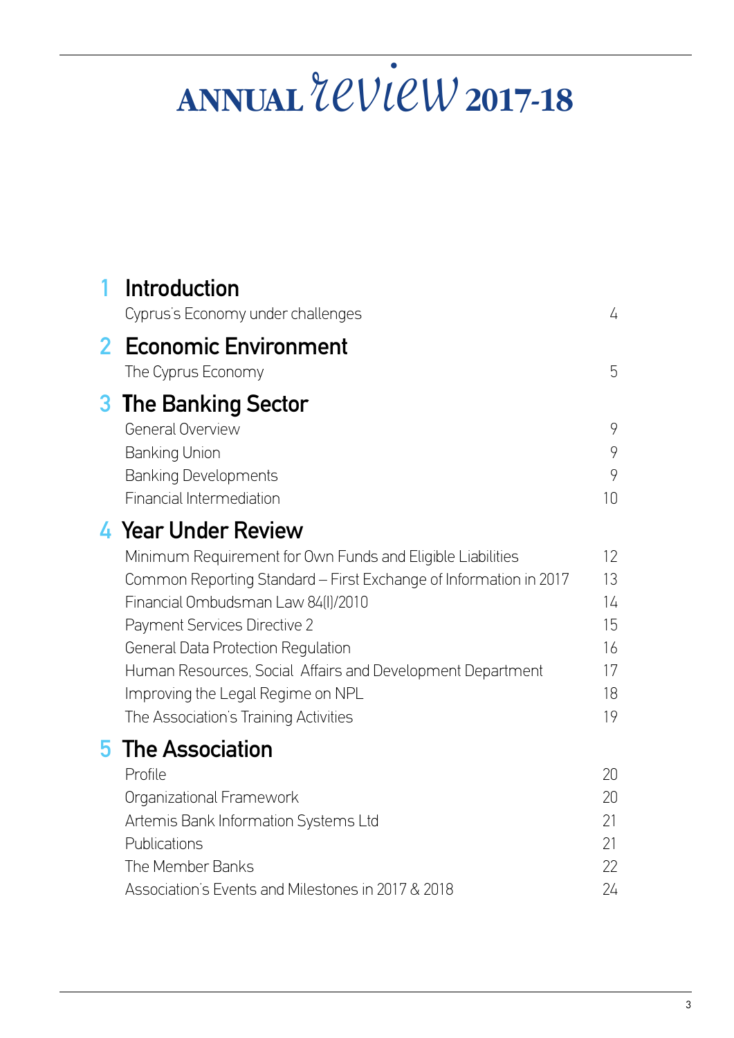# ANNUAL *review* 2017-18

## 1 Introduction

| | |
|---|---|
| Cyprus's Economy under challenges | 4 |

## 2 Economic Environment

| | |
|---|---|
| The Cyprus Economy | 5 |

## 3 The Banking Sector

| | |
|---|---|
| General Overview | 9 |
| Banking Union | 9 |
| Banking Developments | 9 |
| Financial Intermediation | 10 |

## 4 Year Under Review

| | |
|---|---|
| Minimum Requirement for Own Funds and Eligible Liabilities | 12 |
| Common Reporting Standard – First Exchange of Information in 2017 | 13 |
| Financial Ombudsman Law 84(I)/2010 | 14 |
| Payment Services Directive 2 | 15 |
| General Data Protection Regulation | 16 |
| Human Resources, Social Affairs and Development Department | 17 |
| Improving the Legal Regime on NPL | 18 |
| The Association's Training Activities | 19 |

## 5 The Association

| | |
|---|---|
| Profile | 20 |
| Organizational Framework | 20 |
| Artemis Bank Information Systems Ltd | 21 |
| Publications | 21 |
| The Member Banks | 22 |
| Association's Events and Milestones in 2017 & 2018 | 24 |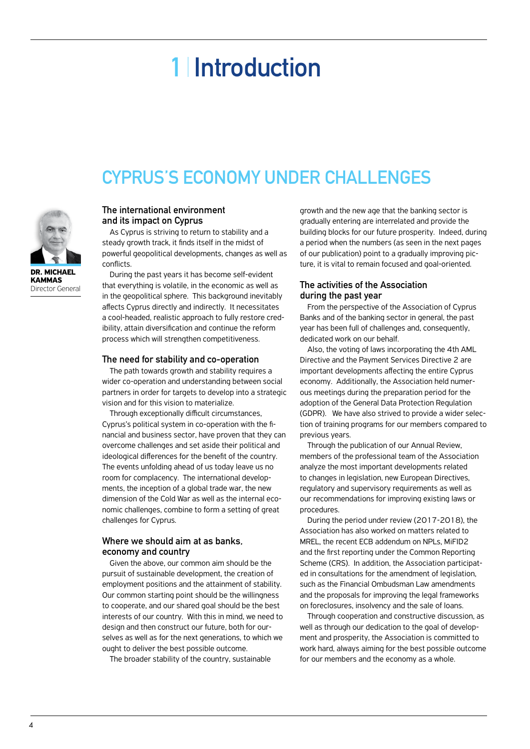# 1 | Introduction

## CYPRUS'S ECONOMY UNDER CHALLENGES

**DR. MICHAEL KAMMAS**
Director General

### The international environment and its impact on Cyprus

As Cyprus is striving to return to stability and a steady growth track, it finds itself in the midst of powerful geopolitical developments, changes as well as conflicts.

During the past years it has become self-evident that everything is volatile, in the economic as well as in the geopolitical sphere. This background inevitably affects Cyprus directly and indirectly. It necessitates a cool-headed, realistic approach to fully restore credibility, attain diversification and continue the reform process which will strengthen competitiveness.

### The need for stability and co-operation

The path towards growth and stability requires a wider co-operation and understanding between social partners in order for targets to develop into a strategic vision and for this vision to materialize.

Through exceptionally difficult circumstances, Cyprus's political system in co-operation with the financial and business sector, have proven that they can overcome challenges and set aside their political and ideological differences for the benefit of the country. The events unfolding ahead of us today leave us no room for complacency. The international developments, the inception of a global trade war, the new dimension of the Cold War as well as the internal economic challenges, combine to form a setting of great challenges for Cyprus.

### Where we should aim at as banks, economy and country

Given the above, our common aim should be the pursuit of sustainable development, the creation of employment positions and the attainment of stability. Our common starting point should be the willingness to cooperate, and our shared goal should be the best interests of our country. With this in mind, we need to design and then construct our future, both for ourselves as well as for the next generations, to which we ought to deliver the best possible outcome.

The broader stability of the country, sustainable growth and the new age that the banking sector is gradually entering are interrelated and provide the building blocks for our future prosperity. Indeed, during a period when the numbers (as seen in the next pages of our publication) point to a gradually improving picture, it is vital to remain focused and goal-oriented.

### The activities of the Association during the past year

From the perspective of the Association of Cyprus Banks and of the banking sector in general, the past year has been full of challenges and, consequently, dedicated work on our behalf.

Also, the voting of laws incorporating the 4th AML Directive and the Payment Services Directive 2 are important developments affecting the entire Cyprus economy. Additionally, the Association held numerous meetings during the preparation period for the adoption of the General Data Protection Regulation (GDPR). We have also strived to provide a wider selection of training programs for our members compared to previous years.

Through the publication of our Annual Review, members of the professional team of the Association analyze the most important developments related to changes in legislation, new European Directives, regulatory and supervisory requirements as well as our recommendations for improving existing laws or procedures.

During the period under review (2017-2018), the Association has also worked on matters related to MREL, the recent ECB addendum on NPLs, MiFID2 and the first reporting under the Common Reporting Scheme (CRS). In addition, the Association participated in consultations for the amendment of legislation, such as the Financial Ombudsman Law amendments and the proposals for improving the legal frameworks on foreclosures, insolvency and the sale of loans.

Through cooperation and constructive discussion, as well as through our dedication to the goal of development and prosperity, the Association is committed to work hard, always aiming for the best possible outcome for our members and the economy as a whole.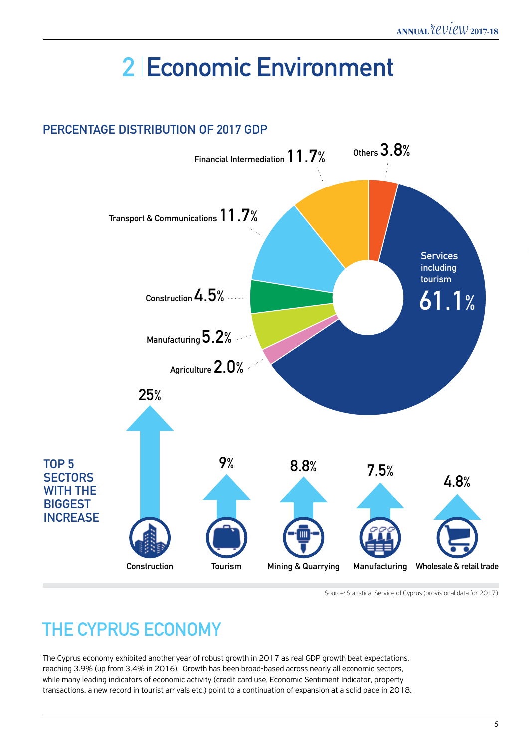# 2 | Economic Environment

## PERCENTAGE DISTRIBUTION OF 2017 GDP

| Sector | % |
|---|---|
| Services including tourism | 61.1% |
| Financial Intermediation | 11.7% |
| Transport & Communications | 11.7% |
| Manufacturing | 5.2% |
| Construction | 4.5% |
| Others | 3.8% |
| Agriculture | 2.0% |

## TOP 5 SECTORS WITH THE BIGGEST INCREASE

| Sector | Increase |
|---|---|
| Construction | 25% |
| Tourism | 9% |
| Mining & Quarrying | 8.8% |
| Manufacturing | 7.5% |
| Wholesale & retail trade | 4.8% |

Source: Statistical Service of Cyprus (provisional data for 2017)

## THE CYPRUS ECONOMY

The Cyprus economy exhibited another year of robust growth in 2017 as real GDP growth beat expectations, reaching 3.9% (up from 3.4% in 2016). Growth has been broad-based across nearly all economic sectors, while many leading indicators of economic activity (credit card use, Economic Sentiment Indicator, property transactions, a new record in tourist arrivals etc.) point to a continuation of expansion at a solid pace in 2018.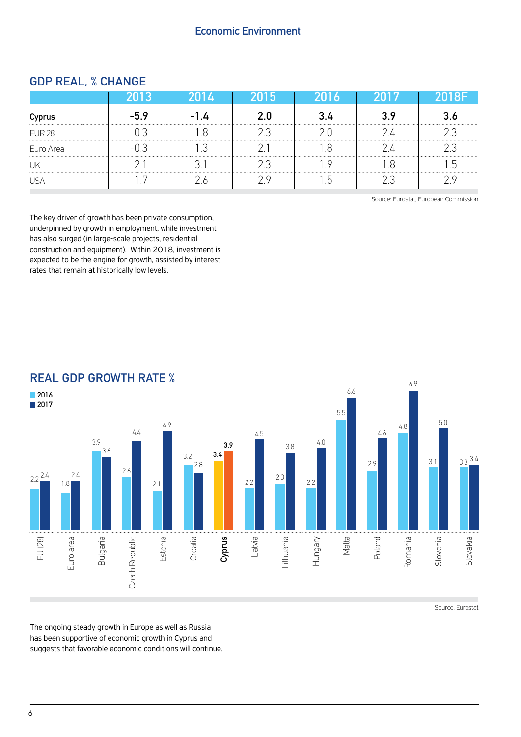## GDP REAL, % CHANGE

| | 2013 | 2014 | 2015 | 2016 | 2017 | 2018F |
|---|---|---|---|---|---|---|
| **Cyprus** | **-5.9** | **-1.4** | **2.0** | **3.4** | **3.9** | **3.6** |
| EUR 28 | 0.3 | 1.8 | 2.3 | 2.0 | 2.4 | 2.3 |
| Euro Area | -0.3 | 1.3 | 2.1 | 1.8 | 2.4 | 2.3 |
| UK | 2.1 | 3.1 | 2.3 | 1.9 | 1.8 | 1.5 |
| USA | 1.7 | 2.6 | 2.9 | 1.5 | 2.3 | 2.9 |

Source: Eurostat, European Commission

The key driver of growth has been private consumption, underpinned by growth in employment, while investment has also surged (in large-scale projects, residential construction and equipment). Within 2018, investment is expected to be the engine for growth, assisted by interest rates that remain at historically low levels.

## REAL GDP GROWTH RATE %

| | 2016 | 2017 |
|---|---|---|
| EU (28) | 2.2 | 2.4 |
| Euro area | 1.8 | 2.4 |
| Bulgaria | 3.9 | 3.6 |
| Czech Republic | 2.6 | 4.4 |
| Estonia | 2.1 | 4.9 |
| Croatia | 3.2 | 2.8 |
| **Cyprus** | **3.4** | **3.9** |
| Latvia | 2.2 | 4.5 |
| Lithuania | 2.3 | 3.8 |
| Hungary | 2.2 | 4.0 |
| Malta | 5.5 | 6.6 |
| Poland | 2.9 | 4.6 |
| Romania | 4.8 | 6.9 |
| Slovenia | 3.1 | 5.0 |
| Slovakia | 3.3 | 3.4 |

Source: Eurostat

The ongoing steady growth in Europe as well as Russia has been supportive of economic growth in Cyprus and suggests that favorable economic conditions will continue.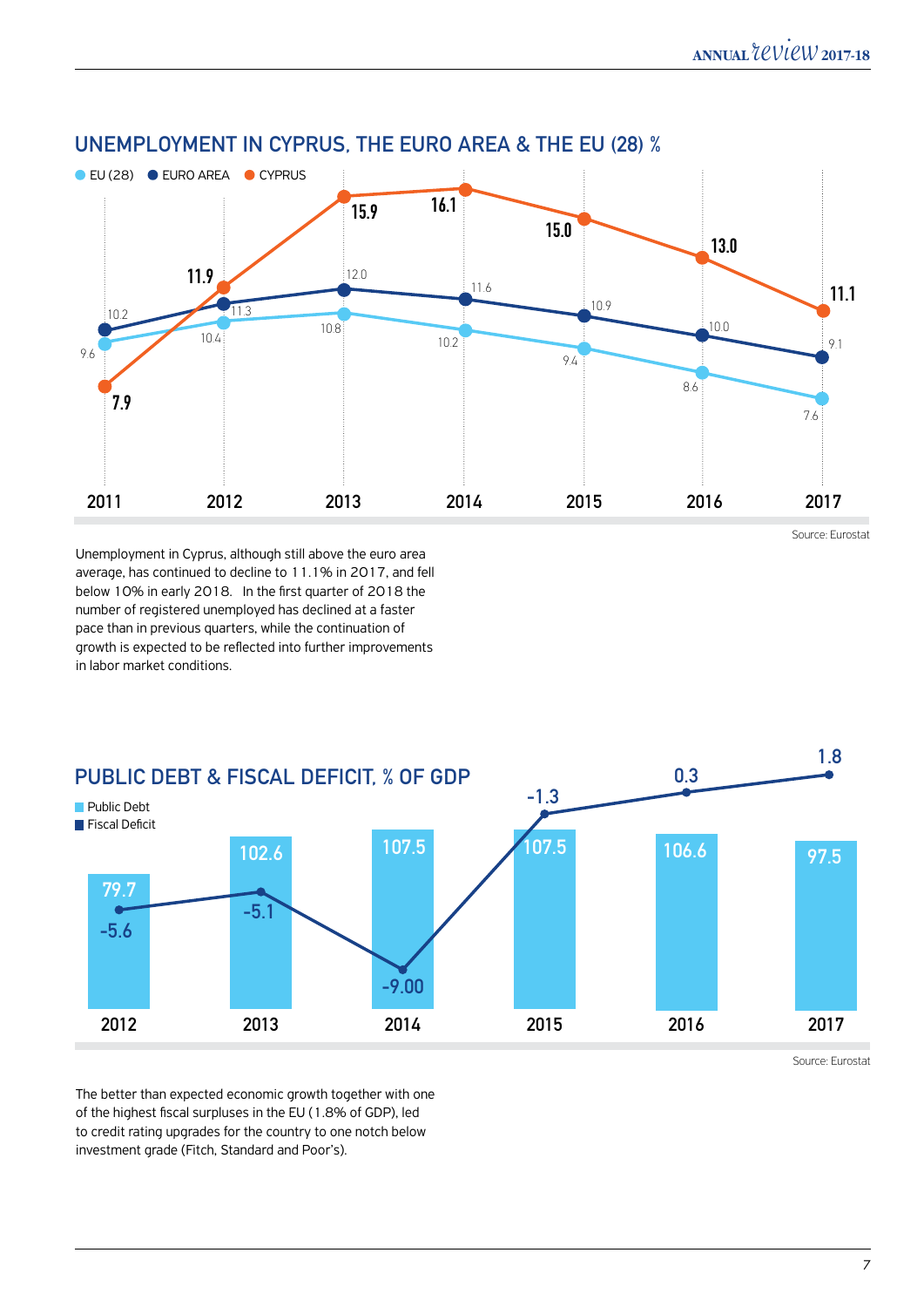## UNEMPLOYMENT IN CYPRUS, THE EURO AREA & THE EU (28) %

| | 2011 | 2012 | 2013 | 2014 | 2015 | 2016 | 2017 |
|---|---|---|---|---|---|---|---|
| EU (28) | 9.6 | 10.4 | 10.8 | 10.2 | 9.4 | 8.6 | 7.6 |
| EURO AREA | 10.2 | 11.3 | 12.0 | 11.6 | 10.9 | 10.0 | 9.1 |
| CYPRUS | 7.9 | 11.9 | 15.9 | 16.1 | 15.0 | 13.0 | 11.1 |

Source: Eurostat

Unemployment in Cyprus, although still above the euro area average, has continued to decline to 11.1% in 2017, and fell below 10% in early 2018. In the first quarter of 2018 the number of registered unemployed has declined at a faster pace than in previous quarters, while the continuation of growth is expected to be reflected into further improvements in labor market conditions.

## PUBLIC DEBT & FISCAL DEFICIT, % OF GDP

| | 2012 | 2013 | 2014 | 2015 | 2016 | 2017 |
|---|---|---|---|---|---|---|
| Public Debt | 79.7 | 102.6 | 107.5 | 107.5 | 106.6 | 97.5 |
| Fiscal Deficit | -5.6 | -5.1 | -9.00 | -1.3 | 0.3 | 1.8 |

Source: Eurostat

The better than expected economic growth together with one of the highest fiscal surpluses in the EU (1.8% of GDP), led to credit rating upgrades for the country to one notch below investment grade (Fitch, Standard and Poor's).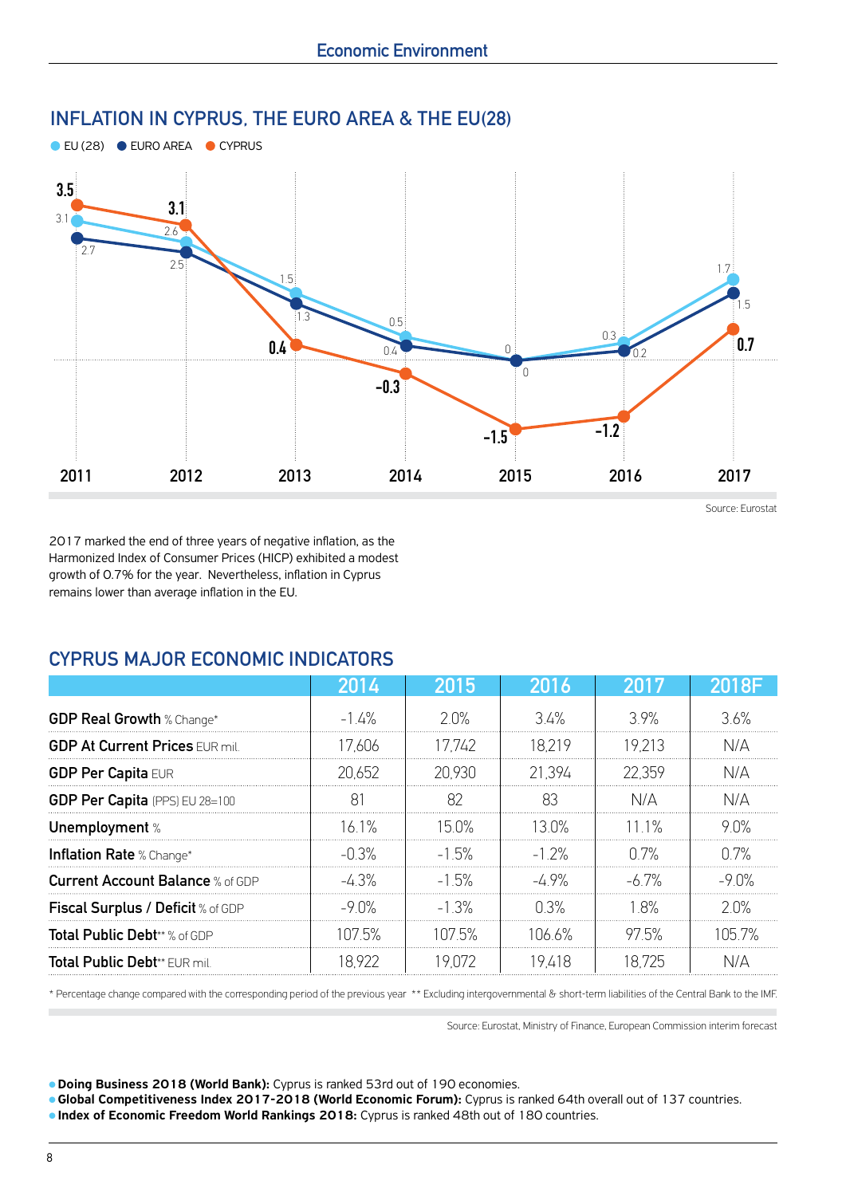## Economic Environment

## INFLATION IN CYPRUS, THE EURO AREA & THE EU(28)

EU (28) · EURO AREA · CYPRUS

| | 2011 | 2012 | 2013 | 2014 | 2015 | 2016 | 2017 |
|---|---|---|---|---|---|---|---|
| EU (28) | 3.1 | 2.6 | 1.5 | 0.5 | 0 | 0.3 | 1.7 |
| EURO AREA | 2.7 | 2.5 | 1.3 | 0.4 | 0 | 0.2 | 1.5 |
| CYPRUS | 3.5 | 3.1 | 0.4 | -0.3 | -1.5 | -1.2 | 0.7 |

Source: Eurostat

2017 marked the end of three years of negative inflation, as the Harmonized Index of Consumer Prices (HICP) exhibited a modest growth of 0.7% for the year. Nevertheless, inflation in Cyprus remains lower than average inflation in the EU.

## CYPRUS MAJOR ECONOMIC INDICATORS

| | 2014 | 2015 | 2016 | 2017 | 2018F |
|---|---|---|---|---|---|
| **GDP Real Growth** % Change* | -1.4% | 2.0% | 3.4% | 3.9% | 3.6% |
| **GDP At Current Prices** EUR mil. | 17,606 | 17,742 | 18,219 | 19,213 | N/A |
| **GDP Per Capita** EUR | 20,652 | 20,930 | 21,394 | 22,359 | N/A |
| **GDP Per Capita** (PPS) EU 28=100 | 81 | 82 | 83 | N/A | N/A |
| **Unemployment** % | 16.1% | 15.0% | 13.0% | 11.1% | 9.0% |
| **Inflation Rate** % Change* | -0.3% | -1.5% | -1.2% | 0.7% | 0.7% |
| **Current Account Balance** % of GDP | -4.3% | -1.5% | -4.9% | -6.7% | -9.0% |
| **Fiscal Surplus / Deficit** % of GDP | -9.0% | -1.3% | 0.3% | 1.8% | 2.0% |
| **Total Public Debt**** % of GDP | 107.5% | 107.5% | 106.6% | 97.5% | 105.7% |
| **Total Public Debt**** EUR mil. | 18,922 | 19,072 | 19,418 | 18,725 | N/A |

* Percentage change compared with the corresponding period of the previous year ** Excluding intergovernmental & short-term liabilities of the Central Bank to the IMF.

Source: Eurostat, Ministry of Finance, European Commission interim forecast

- **Doing Business 2018 (World Bank):** Cyprus is ranked 53rd out of 190 economies.
- **Global Competitiveness Index 2017-2018 (World Economic Forum):** Cyprus is ranked 64th overall out of 137 countries.
- **Index of Economic Freedom World Rankings 2018:** Cyprus is ranked 48th out of 180 countries.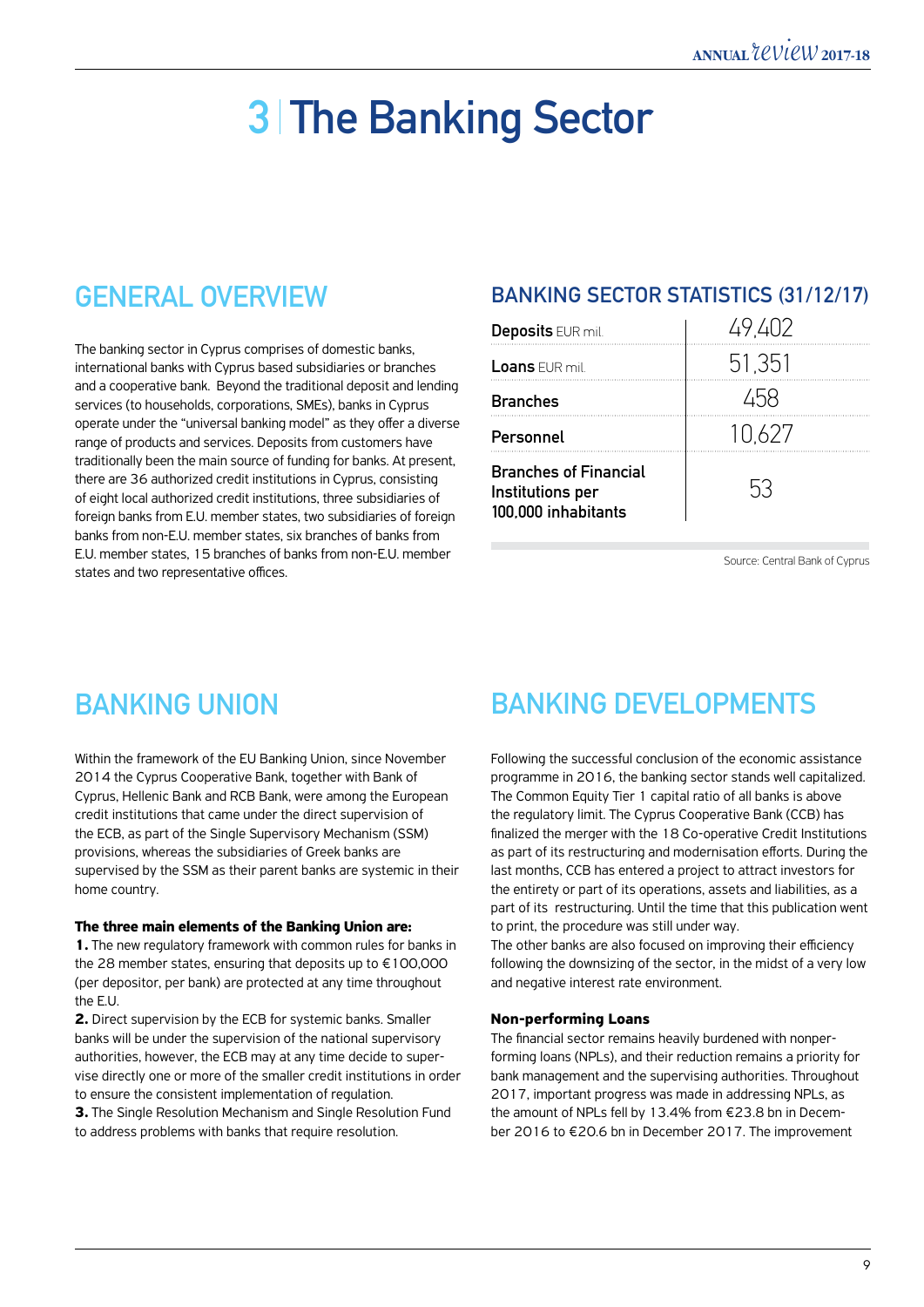# 3 | The Banking Sector

## GENERAL OVERVIEW

The banking sector in Cyprus comprises of domestic banks, international banks with Cyprus based subsidiaries or branches and a cooperative bank. Beyond the traditional deposit and lending services (to households, corporations, SMEs), banks in Cyprus operate under the "universal banking model" as they offer a diverse range of products and services. Deposits from customers have traditionally been the main source of funding for banks. At present, there are 36 authorized credit institutions in Cyprus, consisting of eight local authorized credit institutions, three subsidiaries of foreign banks from E.U. member states, two subsidiaries of foreign banks from non-E.U. member states, six branches of banks from E.U. member states, 15 branches of banks from non-E.U. member states and two representative offices.

## BANKING SECTOR STATISTICS (31/12/17)

| | |
|---|---|
| **Deposits** EUR mil. | 49,402 |
| **Loans** EUR mil. | 51,351 |
| **Branches** | 458 |
| **Personnel** | 10,627 |
| **Branches of Financial Institutions per 100,000 inhabitants** | 53 |

Source: Central Bank of Cyprus

## BANKING UNION

Within the framework of the EU Banking Union, since November 2014 the Cyprus Cooperative Bank, together with Bank of Cyprus, Hellenic Bank and RCB Bank, were among the European credit institutions that came under the direct supervision of the ECB, as part of the Single Supervisory Mechanism (SSM) provisions, whereas the subsidiaries of Greek banks are supervised by the SSM as their parent banks are systemic in their home country.

**The three main elements of the Banking Union are:**

**1.** The new regulatory framework with common rules for banks in the 28 member states, ensuring that deposits up to €100,000 (per depositor, per bank) are protected at any time throughout the E.U.

**2.** Direct supervision by the ECB for systemic banks. Smaller banks will be under the supervision of the national supervisory authorities, however, the ECB may at any time decide to supervise directly one or more of the smaller credit institutions in order to ensure the consistent implementation of regulation.

**3.** The Single Resolution Mechanism and Single Resolution Fund to address problems with banks that require resolution.

## BANKING DEVELOPMENTS

Following the successful conclusion of the economic assistance programme in 2016, the banking sector stands well capitalized. The Common Equity Tier 1 capital ratio of all banks is above the regulatory limit. The Cyprus Cooperative Bank (CCB) has finalized the merger with the 18 Co-operative Credit Institutions as part of its restructuring and modernisation efforts. During the last months, CCB has entered a project to attract investors for the entirety or part of its operations, assets and liabilities, as a part of its restructuring. Until the time that this publication went to print, the procedure was still under way.

The other banks are also focused on improving their efficiency following the downsizing of the sector, in the midst of a very low and negative interest rate environment.

### Non-performing Loans

The financial sector remains heavily burdened with nonperforming loans (NPLs), and their reduction remains a priority for bank management and the supervising authorities. Throughout 2017, important progress was made in addressing NPLs, as the amount of NPLs fell by 13.4% from €23.8 bn in December 2016 to €20.6 bn in December 2017. The improvement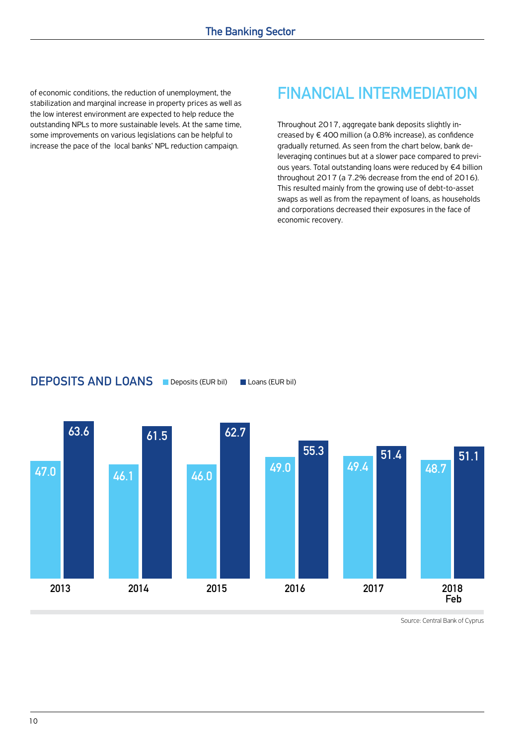of economic conditions, the reduction of unemployment, the stabilization and marginal increase in property prices as well as the low interest environment are expected to help reduce the outstanding NPLs to more sustainable levels. At the same time, some improvements on various legislations can be helpful to increase the pace of the local banks' NPL reduction campaign.

## FINANCIAL INTERMEDIATION

Throughout 2017, aggregate bank deposits slightly increased by € 400 million (a 0.8% increase), as confidence gradually returned. As seen from the chart below, bank deleveraging continues but at a slower pace compared to previous years. Total outstanding loans were reduced by €4 billion throughout 2017 (a 7.2% decrease from the end of 2016). This resulted mainly from the growing use of debt-to-asset swaps as well as from the repayment of loans, as households and corporations decreased their exposures in the face of economic recovery.

### DEPOSITS AND LOANS

| | Deposits (EUR bil) | Loans (EUR bil) |
|---|---|---|
| 2013 | 47.0 | 63.6 |
| 2014 | 46.1 | 61.5 |
| 2015 | 46.0 | 62.7 |
| 2016 | 49.0 | 55.3 |
| 2017 | 49.4 | 51.4 |
| 2018 Feb | 48.7 | 51.1 |

Source: Central Bank of Cyprus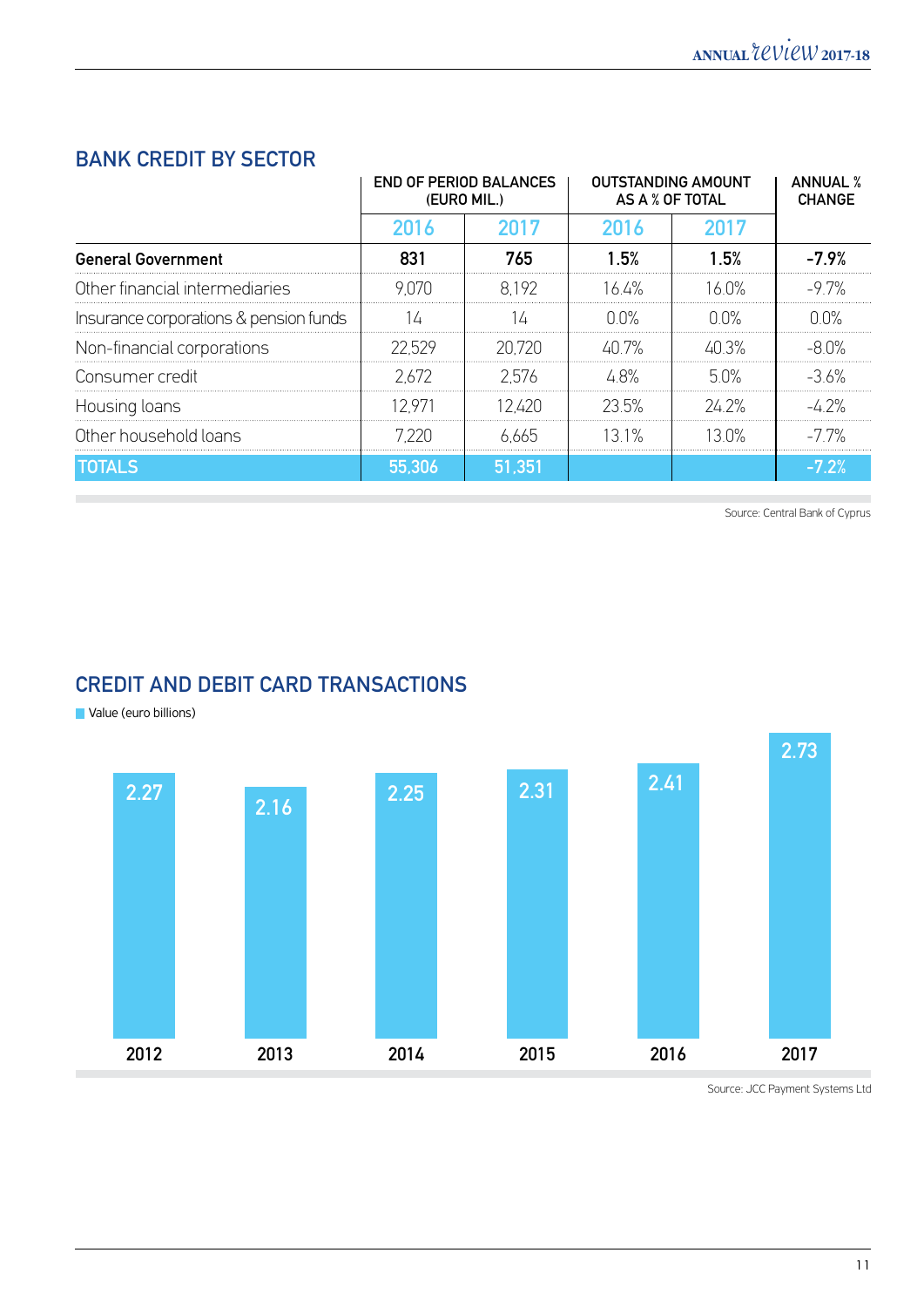## BANK CREDIT BY SECTOR

| | END OF PERIOD BALANCES (EURO MIL.) | | OUTSTANDING AMOUNT AS A % OF TOTAL | | ANNUAL % CHANGE |
|---|---|---|---|---|---|
| | 2016 | 2017 | 2016 | 2017 | |
| **General Government** | **831** | **765** | **1.5%** | **1.5%** | **-7.9%** |
| Other financial intermediaries | 9,070 | 8,192 | 16.4% | 16.0% | -9.7% |
| Insurance corporations & pension funds | 14 | 14 | 0.0% | 0.0% | 0.0% |
| Non-financial corporations | 22,529 | 20,720 | 40.7% | 40.3% | -8.0% |
| Consumer credit | 2,672 | 2,576 | 4.8% | 5.0% | -3.6% |
| Housing loans | 12,971 | 12,420 | 23.5% | 24.2% | -4.2% |
| Other household loans | 7,220 | 6,665 | 13.1% | 13.0% | -7.7% |
| TOTALS | 55,306 | 51,351 | | | -7.2% |

Source: Central Bank of Cyprus

## CREDIT AND DEBIT CARD TRANSACTIONS

Value (euro billions)

| Year | Value (euro billions) |
|---|---|
| 2012 | 2.27 |
| 2013 | 2.16 |
| 2014 | 2.25 |
| 2015 | 2.31 |
| 2016 | 2.41 |
| 2017 | 2.73 |

Source: JCC Payment Systems Ltd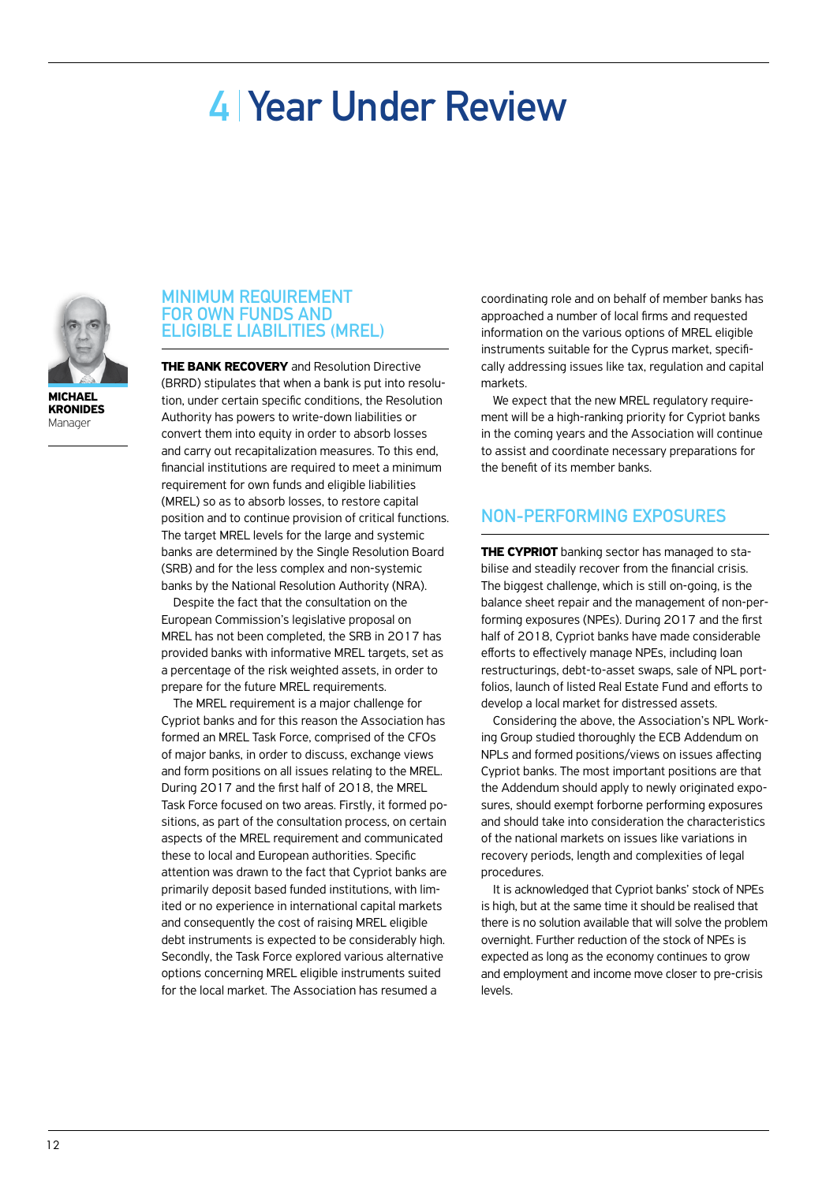# 4 | Year Under Review

**MICHAEL KRONIDES**
Manager

## MINIMUM REQUIREMENT FOR OWN FUNDS AND ELIGIBLE LIABILITIES (MREL)

**THE BANK RECOVERY** and Resolution Directive (BRRD) stipulates that when a bank is put into resolution, under certain specific conditions, the Resolution Authority has powers to write-down liabilities or convert them into equity in order to absorb losses and carry out recapitalization measures. To this end, financial institutions are required to meet a minimum requirement for own funds and eligible liabilities (MREL) so as to absorb losses, to restore capital position and to continue provision of critical functions. The target MREL levels for the large and systemic banks are determined by the Single Resolution Board (SRB) and for the less complex and non-systemic banks by the National Resolution Authority (NRA).

Despite the fact that the consultation on the European Commission's legislative proposal on MREL has not been completed, the SRB in 2017 has provided banks with informative MREL targets, set as a percentage of the risk weighted assets, in order to prepare for the future MREL requirements.

The MREL requirement is a major challenge for Cypriot banks and for this reason the Association has formed an MREL Task Force, comprised of the CFOs of major banks, in order to discuss, exchange views and form positions on all issues relating to the MREL. During 2017 and the first half of 2018, the MREL Task Force focused on two areas. Firstly, it formed positions, as part of the consultation process, on certain aspects of the MREL requirement and communicated these to local and European authorities. Specific attention was drawn to the fact that Cypriot banks are primarily deposit based funded institutions, with limited or no experience in international capital markets and consequently the cost of raising MREL eligible debt instruments is expected to be considerably high. Secondly, the Task Force explored various alternative options concerning MREL eligible instruments suited for the local market. The Association has resumed a coordinating role and on behalf of member banks has approached a number of local firms and requested information on the various options of MREL eligible instruments suitable for the Cyprus market, specifically addressing issues like tax, regulation and capital markets.

We expect that the new MREL regulatory requirement will be a high-ranking priority for Cypriot banks in the coming years and the Association will continue to assist and coordinate necessary preparations for the benefit of its member banks.

## NON-PERFORMING EXPOSURES

**THE CYPRIOT** banking sector has managed to stabilise and steadily recover from the financial crisis. The biggest challenge, which is still on-going, is the balance sheet repair and the management of non-performing exposures (NPEs). During 2017 and the first half of 2018, Cypriot banks have made considerable efforts to effectively manage NPEs, including loan restructurings, debt-to-asset swaps, sale of NPL portfolios, launch of listed Real Estate Fund and efforts to develop a local market for distressed assets.

Considering the above, the Association's NPL Working Group studied thoroughly the ECB Addendum on NPLs and formed positions/views on issues affecting Cypriot banks. The most important positions are that the Addendum should apply to newly originated exposures, should exempt forborne performing exposures and should take into consideration the characteristics of the national markets on issues like variations in recovery periods, length and complexities of legal procedures.

It is acknowledged that Cypriot banks' stock of NPEs is high, but at the same time it should be realised that there is no solution available that will solve the problem overnight. Further reduction of the stock of NPEs is expected as long as the economy continues to grow and employment and income move closer to pre-crisis levels.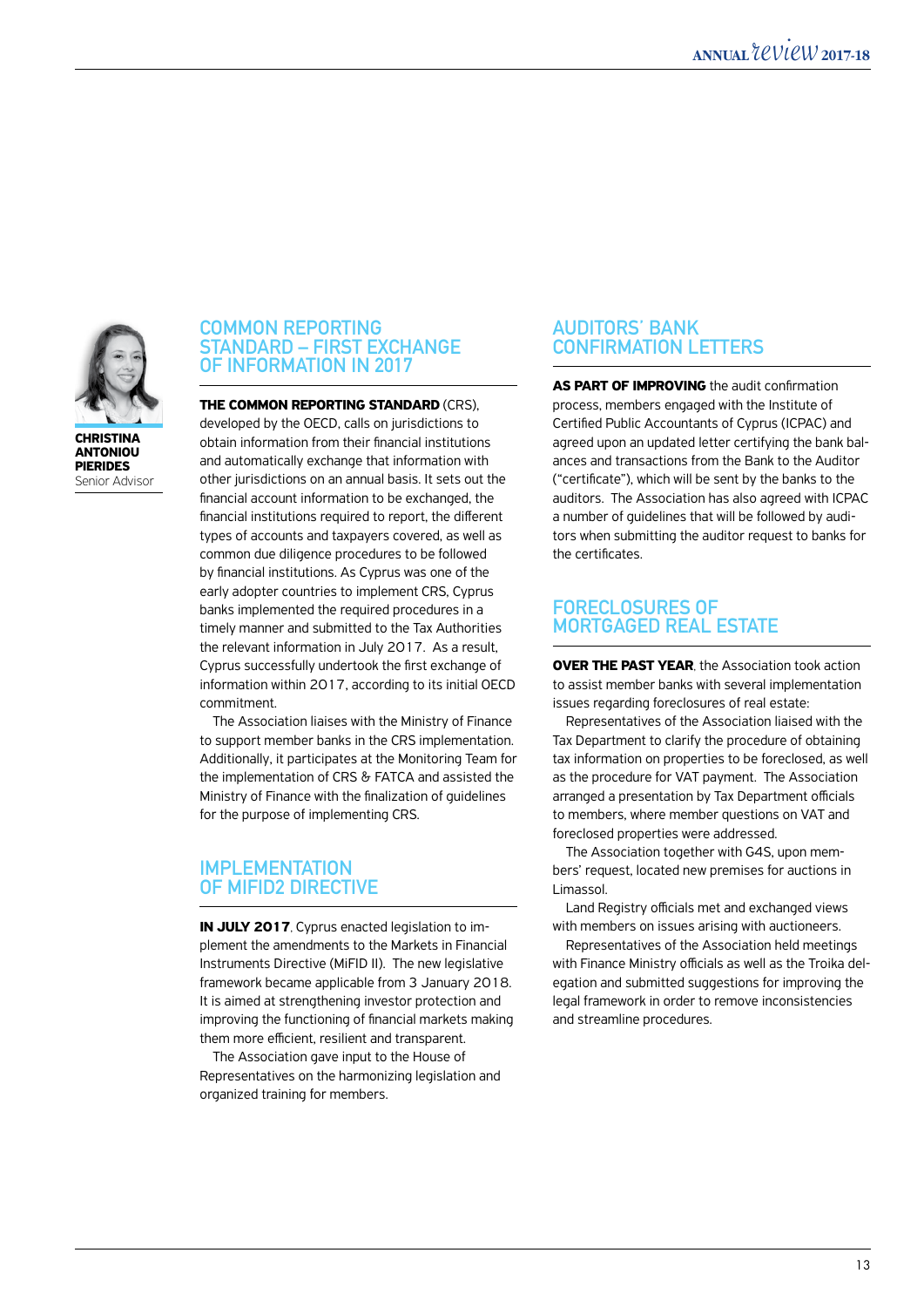**CHRISTINA ANTONIOU PIERIDES**
Senior Advisor

## COMMON REPORTING STANDARD – FIRST EXCHANGE OF INFORMATION IN 2017

**THE COMMON REPORTING STANDARD** (CRS), developed by the OECD, calls on jurisdictions to obtain information from their financial institutions and automatically exchange that information with other jurisdictions on an annual basis. It sets out the financial account information to be exchanged, the financial institutions required to report, the different types of accounts and taxpayers covered, as well as common due diligence procedures to be followed by financial institutions. As Cyprus was one of the early adopter countries to implement CRS, Cyprus banks implemented the required procedures in a timely manner and submitted to the Tax Authorities the relevant information in July 2017. As a result, Cyprus successfully undertook the first exchange of information within 2017, according to its initial OECD commitment.

The Association liaises with the Ministry of Finance to support member banks in the CRS implementation. Additionally, it participates at the Monitoring Team for the implementation of CRS & FATCA and assisted the Ministry of Finance with the finalization of guidelines for the purpose of implementing CRS.

## IMPLEMENTATION OF MIFID2 DIRECTIVE

**IN JULY 2017**, Cyprus enacted legislation to implement the amendments to the Markets in Financial Instruments Directive (MiFID II). The new legislative framework became applicable from 3 January 2018. It is aimed at strengthening investor protection and improving the functioning of financial markets making them more efficient, resilient and transparent.

The Association gave input to the House of Representatives on the harmonizing legislation and organized training for members.

## AUDITORS' BANK CONFIRMATION LETTERS

**AS PART OF IMPROVING** the audit confirmation process, members engaged with the Institute of Certified Public Accountants of Cyprus (ICPAC) and agreed upon an updated letter certifying the bank balances and transactions from the Bank to the Auditor ("certificate"), which will be sent by the banks to the auditors. The Association has also agreed with ICPAC a number of guidelines that will be followed by auditors when submitting the auditor request to banks for the certificates.

## FORECLOSURES OF MORTGAGED REAL ESTATE

**OVER THE PAST YEAR**, the Association took action to assist member banks with several implementation issues regarding foreclosures of real estate:

Representatives of the Association liaised with the Tax Department to clarify the procedure of obtaining tax information on properties to be foreclosed, as well as the procedure for VAT payment. The Association arranged a presentation by Tax Department officials to members, where member questions on VAT and foreclosed properties were addressed.

The Association together with G4S, upon members' request, located new premises for auctions in Limassol.

Land Registry officials met and exchanged views with members on issues arising with auctioneers.

Representatives of the Association held meetings with Finance Ministry officials as well as the Troika delegation and submitted suggestions for improving the legal framework in order to remove inconsistencies and streamline procedures.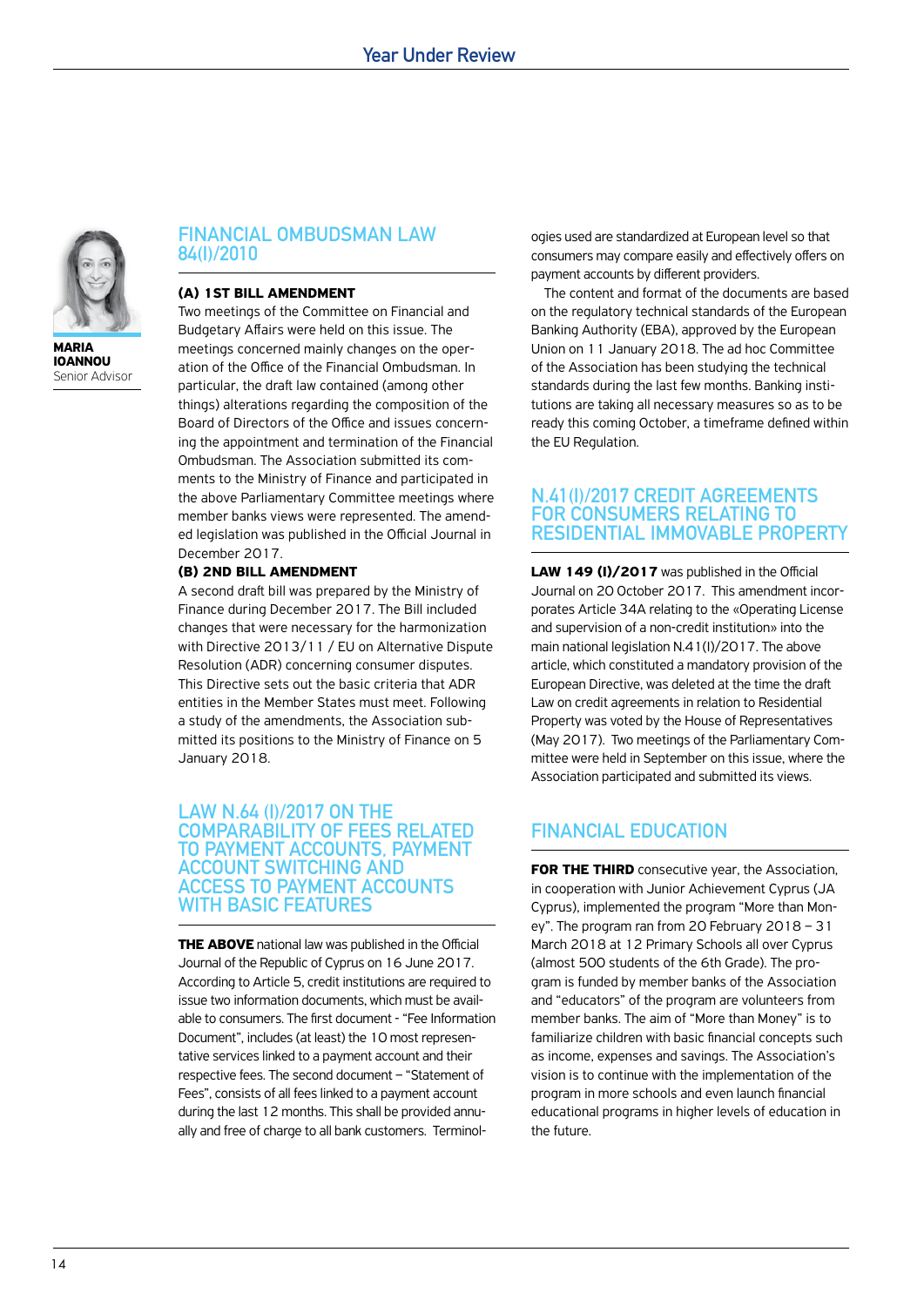**MARIA IOANNOU**
Senior Advisor

## FINANCIAL OMBUDSMAN LAW 84(I)/2010

**(A) 1ST BILL AMENDMENT**

Two meetings of the Committee on Financial and Budgetary Affairs were held on this issue. The meetings concerned mainly changes on the operation of the Office of the Financial Ombudsman. In particular, the draft law contained (among other things) alterations regarding the composition of the Board of Directors of the Office and issues concerning the appointment and termination of the Financial Ombudsman. The Association submitted its comments to the Ministry of Finance and participated in the above Parliamentary Committee meetings where member banks views were represented. The amended legislation was published in the Official Journal in December 2017.

**(B) 2ND BILL AMENDMENT**

A second draft bill was prepared by the Ministry of Finance during December 2017. The Bill included changes that were necessary for the harmonization with Directive 2013/11 / EU on Alternative Dispute Resolution (ADR) concerning consumer disputes. This Directive sets out the basic criteria that ADR entities in the Member States must meet. Following a study of the amendments, the Association submitted its positions to the Ministry of Finance on 5 January 2018.

## LAW N.64 (I)/2017 ON THE COMPARABILITY OF FEES RELATED TO PAYMENT ACCOUNTS, PAYMENT ACCOUNT SWITCHING AND ACCESS TO PAYMENT ACCOUNTS WITH BASIC FEATURES

**THE ABOVE** national law was published in the Official Journal of the Republic of Cyprus on 16 June 2017. According to Article 5, credit institutions are required to issue two information documents, which must be available to consumers. The first document - "Fee Information Document", includes (at least) the 10 most representative services linked to a payment account and their respective fees. The second document – "Statement of Fees", consists of all fees linked to a payment account during the last 12 months. This shall be provided annually and free of charge to all bank customers. Terminologies used are standardized at European level so that consumers may compare easily and effectively offers on payment accounts by different providers.

The content and format of the documents are based on the regulatory technical standards of the European Banking Authority (EBA), approved by the European Union on 11 January 2018. The ad hoc Committee of the Association has been studying the technical standards during the last few months. Banking institutions are taking all necessary measures so as to be ready this coming October, a timeframe defined within the EU Regulation.

## N.41(I)/2017 CREDIT AGREEMENTS FOR CONSUMERS RELATING TO RESIDENTIAL IMMOVABLE PROPERTY

**LAW 149 (I)/2017** was published in the Official Journal on 20 October 2017. This amendment incorporates Article 34A relating to the «Operating License and supervision of a non-credit institution» into the main national legislation N.41(I)/2017. The above article, which constituted a mandatory provision of the European Directive, was deleted at the time the draft Law on credit agreements in relation to Residential Property was voted by the House of Representatives (May 2017). Two meetings of the Parliamentary Committee were held in September on this issue, where the Association participated and submitted its views.

## FINANCIAL EDUCATION

**FOR THE THIRD** consecutive year, the Association, in cooperation with Junior Achievement Cyprus (JA Cyprus), implemented the program "More than Money". The program ran from 20 February 2018 – 31 March 2018 at 12 Primary Schools all over Cyprus (almost 500 students of the 6th Grade). The program is funded by member banks of the Association and "educators" of the program are volunteers from member banks. The aim of "More than Money" is to familiarize children with basic financial concepts such as income, expenses and savings. The Association's vision is to continue with the implementation of the program in more schools and even launch financial educational programs in higher levels of education in the future.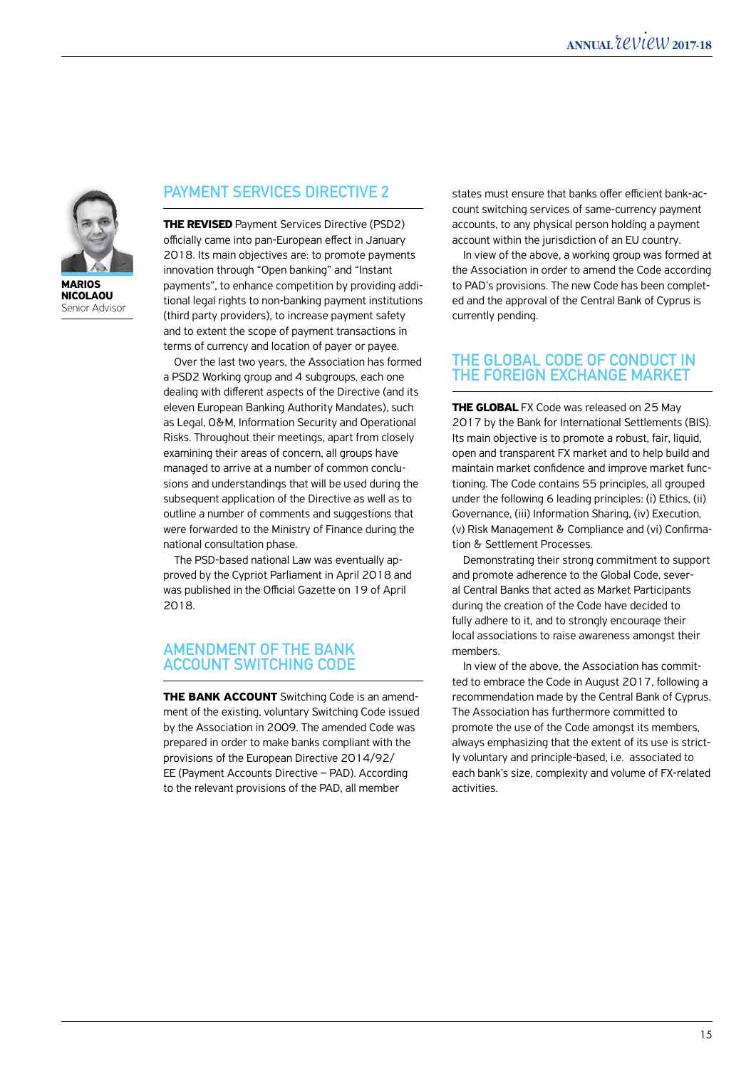**MARIOS NICOLAOU**
Senior Advisor

## PAYMENT SERVICES DIRECTIVE 2

**THE REVISED** Payment Services Directive (PSD2) officially came into pan-European effect in January 2018. Its main objectives are: to promote payments innovation through "Open banking" and "Instant payments", to enhance competition by providing additional legal rights to non-banking payment institutions (third party providers), to increase payment safety and to extent the scope of payment transactions in terms of currency and location of payer or payee.

Over the last two years, the Association has formed a PSD2 Working group and 4 subgroups, each one dealing with different aspects of the Directive (and its eleven European Banking Authority Mandates), such as Legal, O&M, Information Security and Operational Risks. Throughout their meetings, apart from closely examining their areas of concern, all groups have managed to arrive at a number of common conclusions and understandings that will be used during the subsequent application of the Directive as well as to outline a number of comments and suggestions that were forwarded to the Ministry of Finance during the national consultation phase.

The PSD-based national Law was eventually approved by the Cypriot Parliament in April 2018 and was published in the Official Gazette on 19 of April 2018.

## AMENDMENT OF THE BANK ACCOUNT SWITCHING CODE

**THE BANK ACCOUNT** Switching Code is an amendment of the existing, voluntary Switching Code issued by the Association in 2009. The amended Code was prepared in order to make banks compliant with the provisions of the European Directive 2014/92/EE (Payment Accounts Directive – PAD). According to the relevant provisions of the PAD, all member states must ensure that banks offer efficient bank-account switching services of same-currency payment accounts, to any physical person holding a payment account within the jurisdiction of an EU country.

In view of the above, a working group was formed at the Association in order to amend the Code according to PAD's provisions. The new Code has been completed and the approval of the Central Bank of Cyprus is currently pending.

## THE GLOBAL CODE OF CONDUCT IN THE FOREIGN EXCHANGE MARKET

**THE GLOBAL** FX Code was released on 25 May 2017 by the Bank for International Settlements (BIS). Its main objective is to promote a robust, fair, liquid, open and transparent FX market and to help build and maintain market confidence and improve market functioning. The Code contains 55 principles, all grouped under the following 6 leading principles: (i) Ethics, (ii) Governance, (iii) Information Sharing, (iv) Execution, (v) Risk Management & Compliance and (vi) Confirmation & Settlement Processes.

Demonstrating their strong commitment to support and promote adherence to the Global Code, several Central Banks that acted as Market Participants during the creation of the Code have decided to fully adhere to it, and to strongly encourage their local associations to raise awareness amongst their members.

In view of the above, the Association has committed to embrace the Code in August 2017, following a recommendation made by the Central Bank of Cyprus. The Association has furthermore committed to promote the use of the Code amongst its members, always emphasizing that the extent of its use is strictly voluntary and principle-based, i.e. associated to each bank's size, complexity and volume of FX-related activities.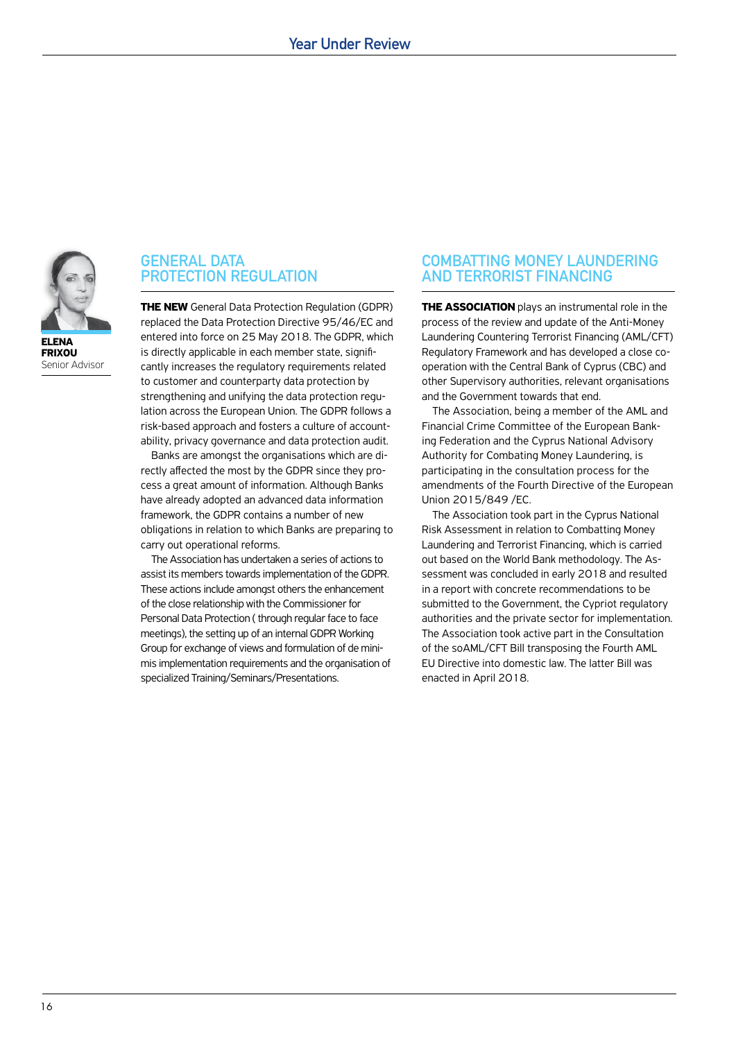**ELENA FRIXOU**
Senior Advisor

## GENERAL DATA PROTECTION REGULATION

**THE NEW** General Data Protection Regulation (GDPR) replaced the Data Protection Directive 95/46/EC and entered into force on 25 May 2018. The GDPR, which is directly applicable in each member state, significantly increases the regulatory requirements related to customer and counterparty data protection by strengthening and unifying the data protection regulation across the European Union. The GDPR follows a risk-based approach and fosters a culture of accountability, privacy governance and data protection audit.

Banks are amongst the organisations which are directly affected the most by the GDPR since they process a great amount of information. Although Banks have already adopted an advanced data information framework, the GDPR contains a number of new obligations in relation to which Banks are preparing to carry out operational reforms.

The Association has undertaken a series of actions to assist its members towards implementation of the GDPR. These actions include amongst others the enhancement of the close relationship with the Commissioner for Personal Data Protection ( through regular face to face meetings), the setting up of an internal GDPR Working Group for exchange of views and formulation of de minimis implementation requirements and the organisation of specialized Training/Seminars/Presentations.

## COMBATTING MONEY LAUNDERING AND TERRORIST FINANCING

**THE ASSOCIATION** plays an instrumental role in the process of the review and update of the Anti-Money Laundering Countering Terrorist Financing (AML/CFT) Regulatory Framework and has developed a close cooperation with the Central Bank of Cyprus (CBC) and other Supervisory authorities, relevant organisations and the Government towards that end.

The Association, being a member of the AML and Financial Crime Committee of the European Banking Federation and the Cyprus National Advisory Authority for Combating Money Laundering, is participating in the consultation process for the amendments of the Fourth Directive of the European Union 2015/849 /EC.

The Association took part in the Cyprus National Risk Assessment in relation to Combatting Money Laundering and Terrorist Financing, which is carried out based on the World Bank methodology. The Assessment was concluded in early 2018 and resulted in a report with concrete recommendations to be submitted to the Government, the Cypriot regulatory authorities and the private sector for implementation. The Association took active part in the Consultation of the soAML/CFT Bill transposing the Fourth AML EU Directive into domestic law. The latter Bill was enacted in April 2018.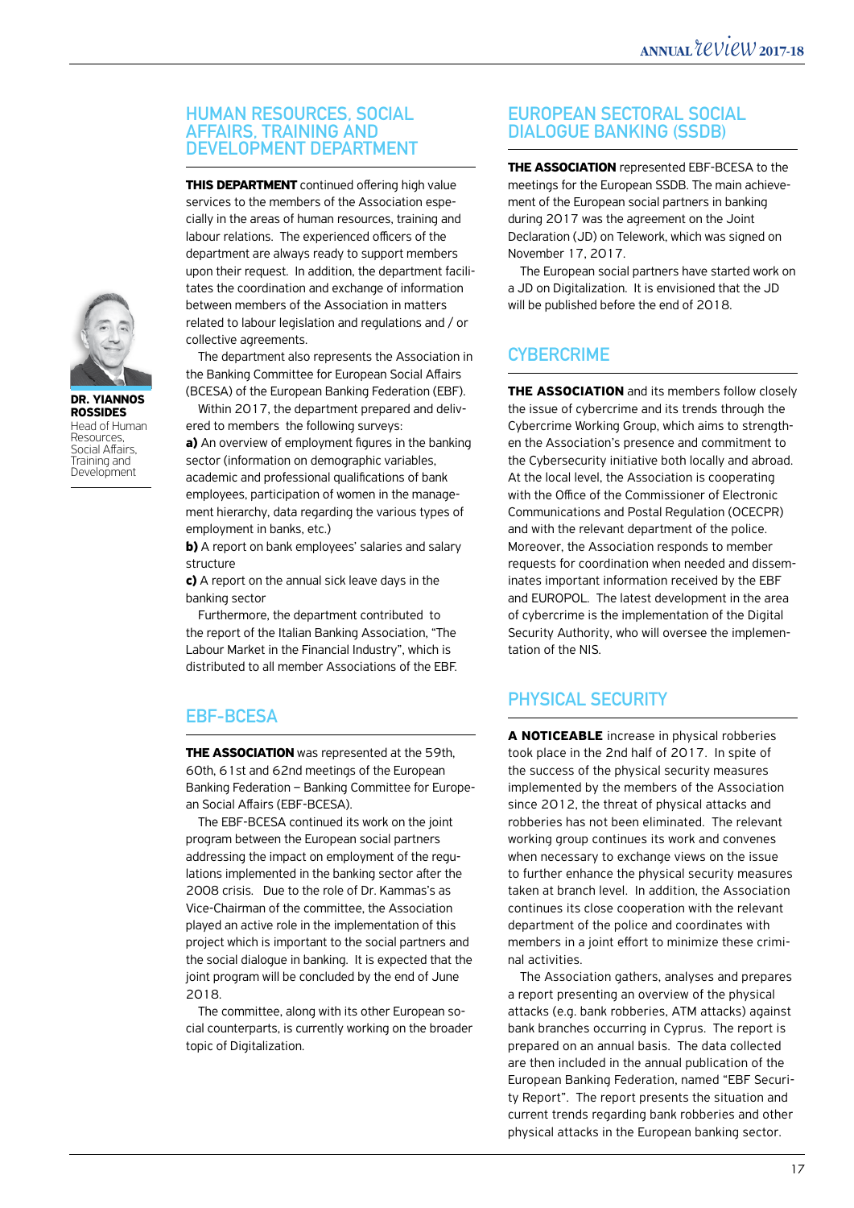## HUMAN RESOURCES, SOCIAL AFFAIRS, TRAINING AND DEVELOPMENT DEPARTMENT

**DR. YIANNOS ROSSIDES**
Head of Human Resources, Social Affairs, Training and Development

**THIS DEPARTMENT** continued offering high value services to the members of the Association especially in the areas of human resources, training and labour relations. The experienced officers of the department are always ready to support members upon their request. In addition, the department facilitates the coordination and exchange of information between members of the Association in matters related to labour legislation and regulations and / or collective agreements.

The department also represents the Association in the Banking Committee for European Social Affairs (BCESA) of the European Banking Federation (EBF).

Within 2017, the department prepared and delivered to members the following surveys:

**a)** An overview of employment figures in the banking sector (information on demographic variables, academic and professional qualifications of bank employees, participation of women in the management hierarchy, data regarding the various types of employment in banks, etc.)

**b)** A report on bank employees' salaries and salary structure

**c)** A report on the annual sick leave days in the banking sector

Furthermore, the department contributed to the report of the Italian Banking Association, "The Labour Market in the Financial Industry", which is distributed to all member Associations of the EBF.

## EBF-BCESA

**THE ASSOCIATION** was represented at the 59th, 60th, 61st and 62nd meetings of the European Banking Federation – Banking Committee for European Social Affairs (EBF-BCESA).

The EBF-BCESA continued its work on the joint program between the European social partners addressing the impact on employment of the regulations implemented in the banking sector after the 2008 crisis. Due to the role of Dr. Kammas's as Vice-Chairman of the committee, the Association played an active role in the implementation of this project which is important to the social partners and the social dialogue in banking. It is expected that the joint program will be concluded by the end of June 2018.

The committee, along with its other European social counterparts, is currently working on the broader topic of Digitalization.

## EUROPEAN SECTORAL SOCIAL DIALOGUE BANKING (SSDB)

**THE ASSOCIATION** represented EBF-BCESA to the meetings for the European SSDB. The main achievement of the European social partners in banking during 2017 was the agreement on the Joint Declaration (JD) on Telework, which was signed on November 17, 2017.

The European social partners have started work on a JD on Digitalization. It is envisioned that the JD will be published before the end of 2018.

## CYBERCRIME

**THE ASSOCIATION** and its members follow closely the issue of cybercrime and its trends through the Cybercrime Working Group, which aims to strengthen the Association's presence and commitment to the Cybersecurity initiative both locally and abroad. At the local level, the Association is cooperating with the Office of the Commissioner of Electronic Communications and Postal Regulation (OCECPR) and with the relevant department of the police. Moreover, the Association responds to member requests for coordination when needed and disseminates important information received by the EBF and EUROPOL. The latest development in the area of cybercrime is the implementation of the Digital Security Authority, who will oversee the implementation of the NIS.

## PHYSICAL SECURITY

**A NOTICEABLE** increase in physical robberies took place in the 2nd half of 2017. In spite of the success of the physical security measures implemented by the members of the Association since 2012, the threat of physical attacks and robberies has not been eliminated. The relevant working group continues its work and convenes when necessary to exchange views on the issue to further enhance the physical security measures taken at branch level. In addition, the Association continues its close cooperation with the relevant department of the police and coordinates with members in a joint effort to minimize these criminal activities.

The Association gathers, analyses and prepares a report presenting an overview of the physical attacks (e.g. bank robberies, ATM attacks) against bank branches occurring in Cyprus. The report is prepared on an annual basis. The data collected are then included in the annual publication of the European Banking Federation, named "EBF Security Report". The report presents the situation and current trends regarding bank robberies and other physical attacks in the European banking sector.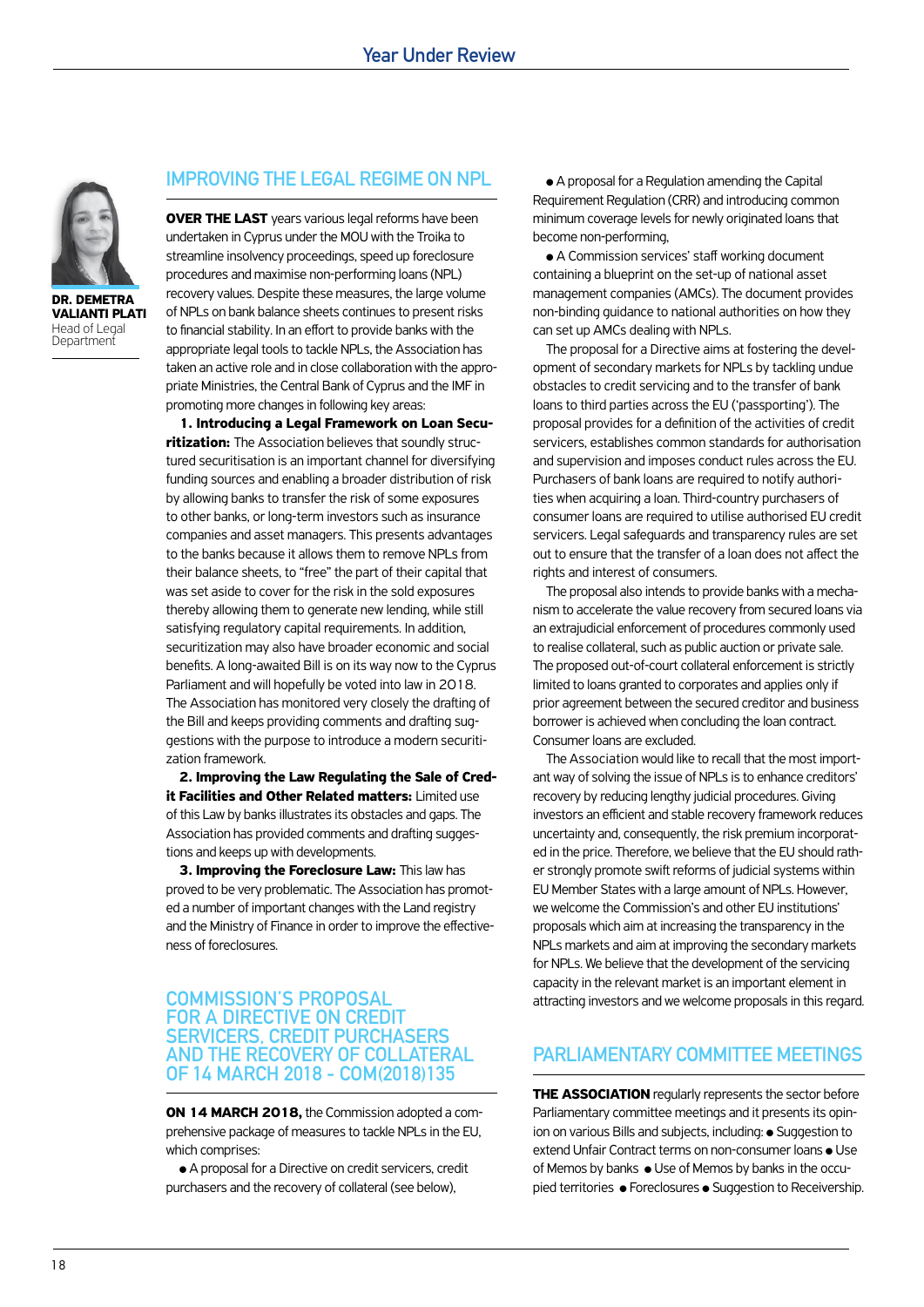**DR. DEMETRA VALIANTI PLATI**
Head of Legal Department

## IMPROVING THE LEGAL REGIME ON NPL

**OVER THE LAST** years various legal reforms have been undertaken in Cyprus under the MOU with the Troika to streamline insolvency proceedings, speed up foreclosure procedures and maximise non-performing loans (NPL) recovery values. Despite these measures, the large volume of NPLs on bank balance sheets continues to present risks to financial stability. In an effort to provide banks with the appropriate legal tools to tackle NPLs, the Association has taken an active role and in close collaboration with the appropriate Ministries, the Central Bank of Cyprus and the IMF in promoting more changes in following key areas:

**1. Introducing a Legal Framework on Loan Securitization:** The Association believes that soundly structured securitisation is an important channel for diversifying funding sources and enabling a broader distribution of risk by allowing banks to transfer the risk of some exposures to other banks, or long-term investors such as insurance companies and asset managers. This presents advantages to the banks because it allows them to remove NPLs from their balance sheets, to "free" the part of their capital that was set aside to cover for the risk in the sold exposures thereby allowing them to generate new lending, while still satisfying regulatory capital requirements. In addition, securitization may also have broader economic and social benefits. A long-awaited Bill is on its way now to the Cyprus Parliament and will hopefully be voted into law in 2018. The Association has monitored very closely the drafting of the Bill and keeps providing comments and drafting suggestions with the purpose to introduce a modern securitization framework.

**2. Improving the Law Regulating the Sale of Credit Facilities and Other Related matters:** Limited use of this Law by banks illustrates its obstacles and gaps. The Association has provided comments and drafting suggestions and keeps up with developments.

**3. Improving the Foreclosure Law:** This law has proved to be very problematic. The Association has promoted a number of important changes with the Land registry and the Ministry of Finance in order to improve the effectiveness of foreclosures.

## COMMISSION'S PROPOSAL FOR A DIRECTIVE ON CREDIT SERVICERS, CREDIT PURCHASES AND THE RECOVERY OF COLLATERAL OF 14 MARCH 2018 - COM(2018)135

**ON 14 MARCH 2018,** the Commission adopted a comprehensive package of measures to tackle NPLs in the EU, which comprises:

- A proposal for a Directive on credit servicers, credit purchasers and the recovery of collateral (see below),
- A proposal for a Regulation amending the Capital Requirement Regulation (CRR) and introducing common minimum coverage levels for newly originated loans that become non-performing,
- A Commission services' staff working document containing a blueprint on the set-up of national asset management companies (AMCs). The document provides non-binding guidance to national authorities on how they can set up AMCs dealing with NPLs.

The proposal for a Directive aims at fostering the development of secondary markets for NPLs by tackling undue obstacles to credit servicing and to the transfer of bank loans to third parties across the EU ('passporting'). The proposal provides for a definition of the activities of credit servicers, establishes common standards for authorisation and supervision and imposes conduct rules across the EU. Purchasers of bank loans are required to notify authorities when acquiring a loan. Third-country purchasers of consumer loans are required to utilise authorised EU credit servicers. Legal safeguards and transparency rules are set out to ensure that the transfer of a loan does not affect the rights and interest of consumers.

The proposal also intends to provide banks with a mechanism to accelerate the value recovery from secured loans via an extrajudicial enforcement of procedures commonly used to realise collateral, such as public auction or private sale. The proposed out-of-court collateral enforcement is strictly limited to loans granted to corporates and applies only if prior agreement between the secured creditor and business borrower is achieved when concluding the loan contract. Consumer loans are excluded.

The Association would like to recall that the most important way of solving the issue of NPLs is to enhance creditors' recovery by reducing lengthy judicial procedures. Giving investors an efficient and stable recovery framework reduces uncertainty and, consequently, the risk premium incorporated in the price. Therefore, we believe that the EU should rather strongly promote swift reforms of judicial systems within EU Member States with a large amount of NPLs. However, we welcome the Commission's and other EU institutions' proposals which aim at increasing the transparency in the NPLs markets and aim at improving the secondary markets for NPLs. We believe that the development of the servicing capacity in the relevant market is an important element in attracting investors and we welcome proposals in this regard.

## PARLIAMENTARY COMMITTEE MEETINGS

**THE ASSOCIATION** regularly represents the sector before Parliamentary committee meetings and it presents its opinion on various Bills and subjects, including: • Suggestion to extend Unfair Contract terms on non-consumer loans • Use of Memos by banks • Use of Memos by banks in the occupied territories • Foreclosures • Suggestion to Receivership.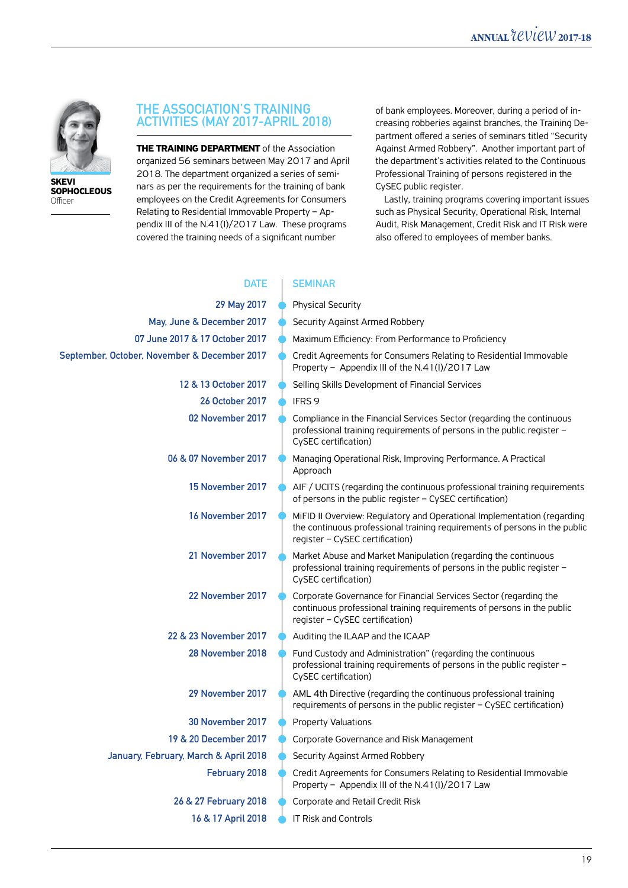**SKEVI SOPHOCLEOUS**
Officer

## THE ASSOCIATION'S TRAINING ACTIVITIES (MAY 2017-APRIL 2018)

**THE TRAINING DEPARTMENT** of the Association organized 56 seminars between May 2017 and April 2018. The department organized a series of seminars as per the requirements for the training of bank employees on the Credit Agreements for Consumers Relating to Residential Immovable Property – Appendix III of the N.41(I)/2017 Law. These programs covered the training needs of a significant number of bank employees. Moreover, during a period of increasing robberies against branches, the Training Department offered a series of seminars titled "Security Against Armed Robbery". Another important part of the department's activities related to the Continuous Professional Training of persons registered in the CySEC public register.

Lastly, training programs covering important issues such as Physical Security, Operational Risk, Internal Audit, Risk Management, Credit Risk and IT Risk were also offered to employees of member banks.

| DATE | SEMINAR |
|---|---|
| 29 May 2017 | Physical Security |
| May, June & December 2017 | Security Against Armed Robbery |
| 07 June 2017 & 17 October 2017 | Maximum Efficiency: From Performance to Proficiency |
| September, October, November & December 2017 | Credit Agreements for Consumers Relating to Residential Immovable Property – Appendix III of the N.41(I)/2017 Law |
| 12 & 13 October 2017 | Selling Skills Development of Financial Services |
| 26 October 2017 | IFRS 9 |
| 02 November 2017 | Compliance in the Financial Services Sector (regarding the continuous professional training requirements of persons in the public register – CySEC certification) |
| 06 & 07 November 2017 | Managing Operational Risk, Improving Performance. A Practical Approach |
| 15 November 2017 | AIF / UCITS (regarding the continuous professional training requirements of persons in the public register – CySEC certification) |
| 16 November 2017 | MiFID II Overview: Regulatory and Operational Implementation (regarding the continuous professional training requirements of persons in the public register – CySEC certification) |
| 21 November 2017 | Market Abuse and Market Manipulation (regarding the continuous professional training requirements of persons in the public register – CySEC certification) |
| 22 November 2017 | Corporate Governance for Financial Services Sector (regarding the continuous professional training requirements of persons in the public register – CySEC certification) |
| 22 & 23 November 2017 | Auditing the ILAAP and the ICAAP |
| 28 November 2018 | Fund Custody and Administration" (regarding the continuous professional training requirements of persons in the public register – CySEC certification) |
| 29 November 2017 | AML 4th Directive (regarding the continuous professional training requirements of persons in the public register – CySEC certification) |
| 30 November 2017 | Property Valuations |
| 19 & 20 December 2017 | Corporate Governance and Risk Management |
| January, February, March & April 2018 | Security Against Armed Robbery |
| February 2018 | Credit Agreements for Consumers Relating to Residential Immovable Property – Appendix III of the N.41(I)/2017 Law |
| 26 & 27 February 2018 | Corporate and Retail Credit Risk |
| 16 & 17 April 2018 | IT Risk and Controls |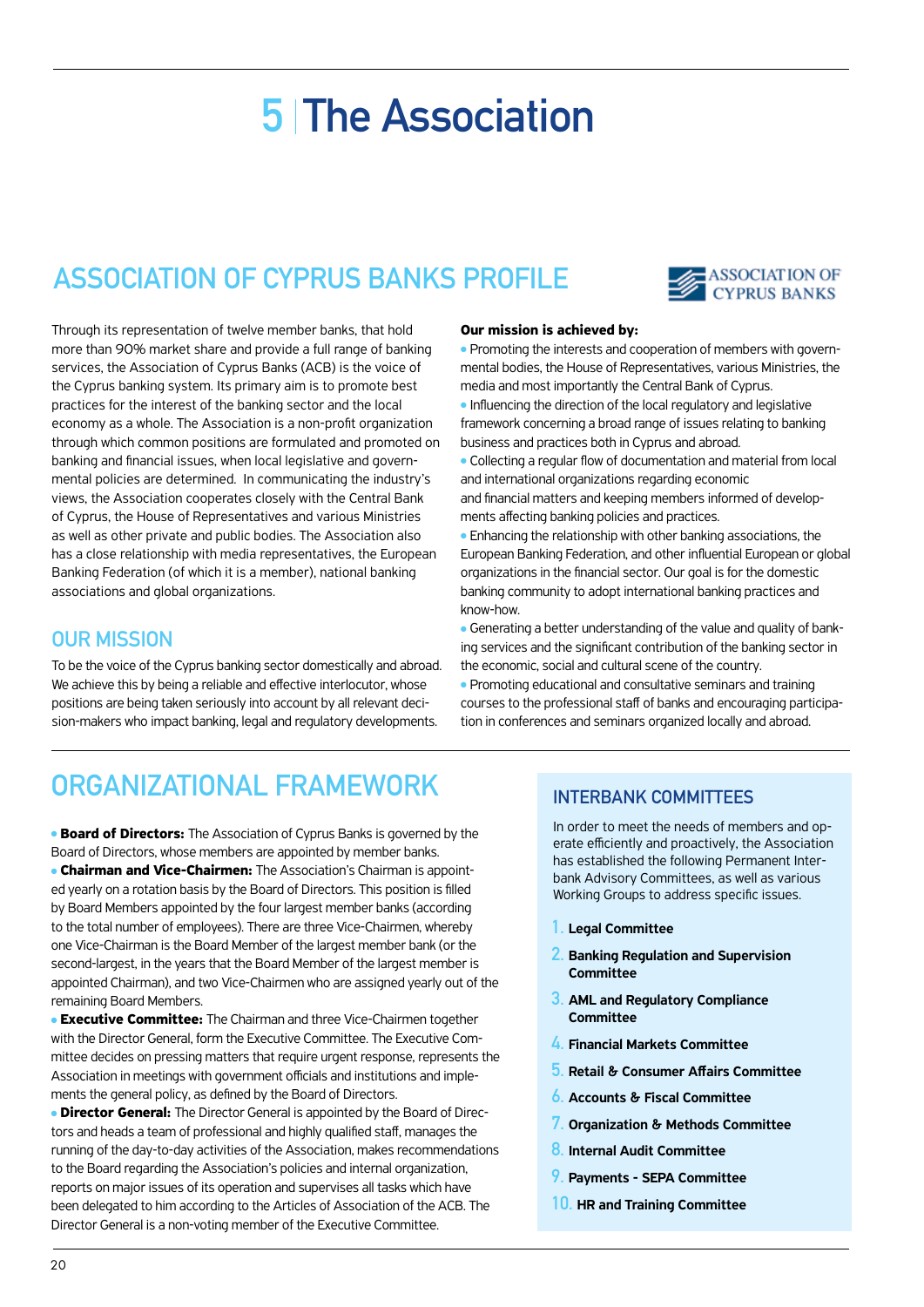# 5 The Association

## ASSOCIATION OF CYPRUS BANKS PROFILE

Through its representation of twelve member banks, that hold more than 90% market share and provide a full range of banking services, the Association of Cyprus Banks (ACB) is the voice of the Cyprus banking system. Its primary aim is to promote best practices for the interest of the banking sector and the local economy as a whole. The Association is a non-profit organization through which common positions are formulated and promoted on banking and financial issues, when local legislative and governmental policies are determined. In communicating the industry's views, the Association cooperates closely with the Central Bank of Cyprus, the House of Representatives and various Ministries as well as other private and public bodies. The Association also has a close relationship with media representatives, the European Banking Federation (of which it is a member), national banking associations and global organizations.

### OUR MISSION

To be the voice of the Cyprus banking sector domestically and abroad. We achieve this by being a reliable and effective interlocutor, whose positions are being taken seriously into account by all relevant decision-makers who impact banking, legal and regulatory developments.

**Our mission is achieved by:**

- Promoting the interests and cooperation of members with governmental bodies, the House of Representatives, various Ministries, the media and most importantly the Central Bank of Cyprus.
- Influencing the direction of the local regulatory and legislative framework concerning a broad range of issues relating to banking business and practices both in Cyprus and abroad.
- Collecting a regular flow of documentation and material from local and international organizations regarding economic and financial matters and keeping members informed of developments affecting banking policies and practices.
- Enhancing the relationship with other banking associations, the European Banking Federation, and other influential European or global organizations in the financial sector. Our goal is for the domestic banking community to adopt international banking practices and know-how.
- Generating a better understanding of the value and quality of banking services and the significant contribution of the banking sector in the economic, social and cultural scene of the country.
- Promoting educational and consultative seminars and training courses to the professional staff of banks and encouraging participation in conferences and seminars organized locally and abroad.

## ORGANIZATIONAL FRAMEWORK

- **Board of Directors:** The Association of Cyprus Banks is governed by the Board of Directors, whose members are appointed by member banks.
- **Chairman and Vice-Chairmen:** The Association's Chairman is appointed yearly on a rotation basis by the Board of Directors. This position is filled by Board Members appointed by the four largest member banks (according to the total number of employees). There are three Vice-Chairmen, whereby one Vice-Chairman is the Board Member of the largest member bank (or the second-largest, in the years that the Board Member of the largest member is appointed Chairman), and two Vice-Chairmen who are assigned yearly out of the remaining Board Members.
- **Executive Committee:** The Chairman and three Vice-Chairmen together with the Director General, form the Executive Committee. The Executive Committee decides on pressing matters that require urgent response, represents the Association in meetings with government officials and institutions and implements the general policy, as defined by the Board of Directors.
- **Director General:** The Director General is appointed by the Board of Directors and heads a team of professional and highly qualified staff, manages the running of the day-to-day activities of the Association, makes recommendations to the Board regarding the Association's policies and internal organization, reports on major issues of its operation and supervises all tasks which have been delegated to him according to the Articles of Association of the ACB. The Director General is a non-voting member of the Executive Committee.

### INTERBANK COMMITTEES

In order to meet the needs of members and operate efficiently and proactively, the Association has established the following Permanent Interbank Advisory Committees, as well as various Working Groups to address specific issues.

1. **Legal Committee**
2. **Banking Regulation and Supervision Committee**
3. **AML and Regulatory Compliance Committee**
4. **Financial Markets Committee**
5. **Retail & Consumer Affairs Committee**
6. **Accounts & Fiscal Committee**
7. **Organization & Methods Committee**
8. **Internal Audit Committee**
9. **Payments - SEPA Committee**
10. **HR and Training Committee**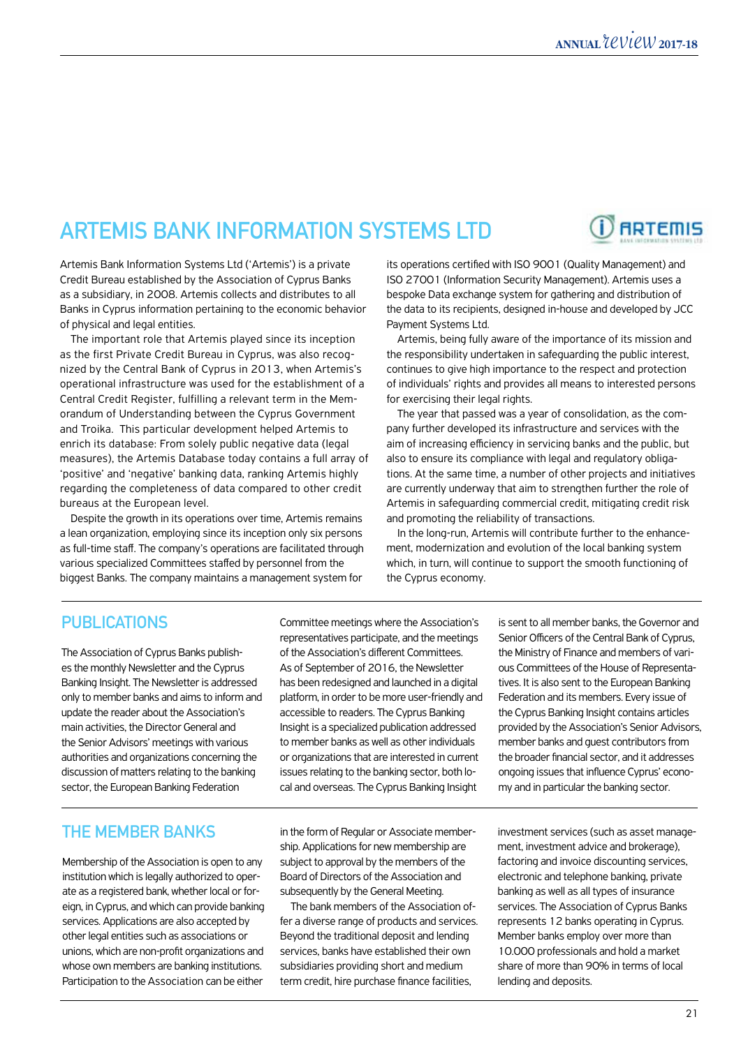## ARTEMIS BANK INFORMATION SYSTEMS LTD

Artemis Bank Information Systems Ltd ('Artemis') is a private Credit Bureau established by the Association of Cyprus Banks as a subsidiary, in 2008. Artemis collects and distributes to all Banks in Cyprus information pertaining to the economic behavior of physical and legal entities.

The important role that Artemis played since its inception as the first Private Credit Bureau in Cyprus, was also recognized by the Central Bank of Cyprus in 2013, when Artemis's operational infrastructure was used for the establishment of a Central Credit Register, fulfilling a relevant term in the Memorandum of Understanding between the Cyprus Government and Troika. This particular development helped Artemis to enrich its database: From solely public negative data (legal measures), the Artemis Database today contains a full array of 'positive' and 'negative' banking data, ranking Artemis highly regarding the completeness of data compared to other credit bureaus at the European level.

Despite the growth in its operations over time, Artemis remains a lean organization, employing since its inception only six persons as full-time staff. The company's operations are facilitated through various specialized Committees staffed by personnel from the biggest Banks. The company maintains a management system for its operations certified with ISO 9001 (Quality Management) and ISO 27001 (Information Security Management). Artemis uses a bespoke Data exchange system for gathering and distribution of the data to its recipients, designed in-house and developed by JCC Payment Systems Ltd.

Artemis, being fully aware of the importance of its mission and the responsibility undertaken in safeguarding the public interest, continues to give high importance to the respect and protection of individuals' rights and provides all means to interested persons for exercising their legal rights.

The year that passed was a year of consolidation, as the company further developed its infrastructure and services with the aim of increasing efficiency in servicing banks and the public, but also to ensure its compliance with legal and regulatory obligations. At the same time, a number of other projects and initiatives are currently underway that aim to strengthen further the role of Artemis in safeguarding commercial credit, mitigating credit risk and promoting the reliability of transactions.

In the long-run, Artemis will contribute further to the enhancement, modernization and evolution of the local banking system which, in turn, will continue to support the smooth functioning of the Cyprus economy.

## PUBLICATIONS

The Association of Cyprus Banks publishes the monthly Newsletter and the Cyprus Banking Insight. The Newsletter is addressed only to member banks and aims to inform and update the reader about the Association's main activities, the Director General and the Senior Advisors' meetings with various authorities and organizations concerning the discussion of matters relating to the banking sector, the European Banking Federation Committee meetings where the Association's representatives participate, and the meetings of the Association's different Committees. As of September of 2016, the Newsletter has been redesigned and launched in a digital platform, in order to be more user-friendly and accessible to readers. The Cyprus Banking Insight is a specialized publication addressed to member banks as well as other individuals or organizations that are interested in current issues relating to the banking sector, both local and overseas. The Cyprus Banking Insight is sent to all member banks, the Governor and Senior Officers of the Central Bank of Cyprus, the Ministry of Finance and members of various Committees of the House of Representatives. It is also sent to the European Banking Federation and its members. Every issue of the Cyprus Banking Insight contains articles provided by the Association's Senior Advisors, member banks and guest contributors from the broader financial sector, and it addresses ongoing issues that influence Cyprus' economy and in particular the banking sector.

## THE MEMBER BANKS

Membership of the Association is open to any institution which is legally authorized to operate as a registered bank, whether local or foreign, in Cyprus, and which can provide banking services. Applications are also accepted by other legal entities such as associations or unions, which are non-profit organizations and whose own members are banking institutions. Participation to the Association can be either in the form of Regular or Associate membership. Applications for new membership are subject to approval by the members of the Board of Directors of the Association and subsequently by the General Meeting.

The bank members of the Association offer a diverse range of products and services. Beyond the traditional deposit and lending services, banks have established their own subsidiaries providing short and medium term credit, hire purchase finance facilities, investment services (such as asset management, investment advice and brokerage), factoring and invoice discounting services, electronic and telephone banking, private banking as well as all types of insurance services. The Association of Cyprus Banks represents 12 banks operating in Cyprus. Member banks employ over more than 10.000 professionals and hold a market share of more than 90% in terms of local lending and deposits.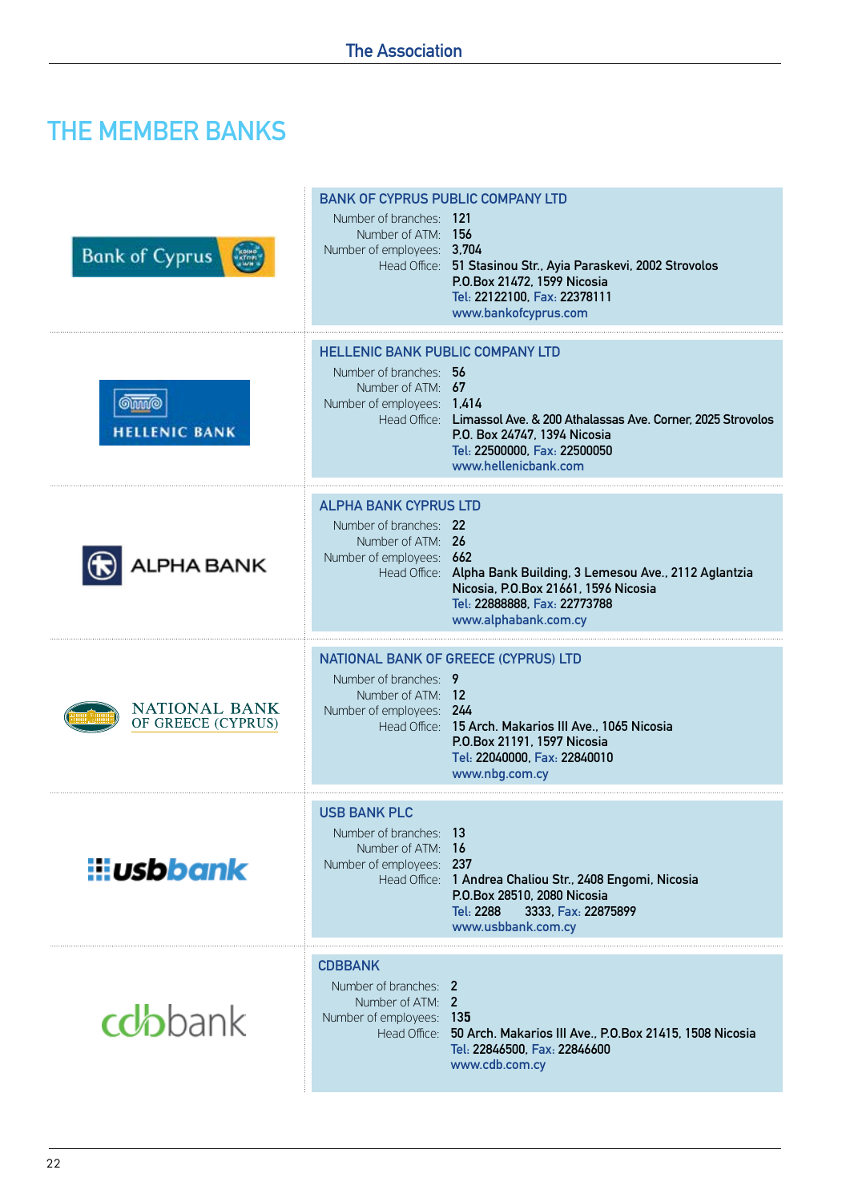# THE MEMBER BANKS

## BANK OF CYPRUS PUBLIC COMPANY LTD

Number of branches: 121
Number of ATM: 156
Number of employees: 3,704
Head Office: 51 Stasinou Str., Ayia Paraskevi, 2002 Strovolos
P.O.Box 21472, 1599 Nicosia
Tel: 22122100, Fax: 22378111
www.bankofcyprus.com

## HELLENIC BANK PUBLIC COMPANY LTD

Number of branches: 56
Number of ATM: 67
Number of employees: 1,414
Head Office: Limassol Ave. & 200 Athalassas Ave. Corner, 2025 Strovolos
P.O. Box 24747, 1394 Nicosia
Tel: 22500000, Fax: 22500050
www.hellenicbank.com

## ALPHA BANK CYPRUS LTD

Number of branches: 22
Number of ATM: 26
Number of employees: 662
Head Office: Alpha Bank Building, 3 Lemesou Ave., 2112 Aglantzia
Nicosia, P.O.Box 21661, 1596 Nicosia
Tel: 22888888, Fax: 22773788
www.alphabank.com.cy

## NATIONAL BANK OF GREECE (CYPRUS) LTD

Number of branches: 9
Number of ATM: 12
Number of employees: 244
Head Office: 15 Arch. Makarios III Ave., 1065 Nicosia
P.O.Box 21191, 1597 Nicosia
Tel: 22040000, Fax: 22840010
www.nbg.com.cy

## USB BANK PLC

Number of branches: 13
Number of ATM: 16
Number of employees: 237
Head Office: 1 Andrea Chaliou Str., 2408 Engomi, Nicosia
P.O.Box 28510, 2080 Nicosia
Tel: 2288 3333, Fax: 22875899
www.usbbank.com.cy

## CDBBANK

Number of branches: 2
Number of ATM: 2
Number of employees: 135
Head Office: 50 Arch. Makarios III Ave., P.O.Box 21415, 1508 Nicosia
Tel: 22846500, Fax: 22846600
www.cdb.com.cy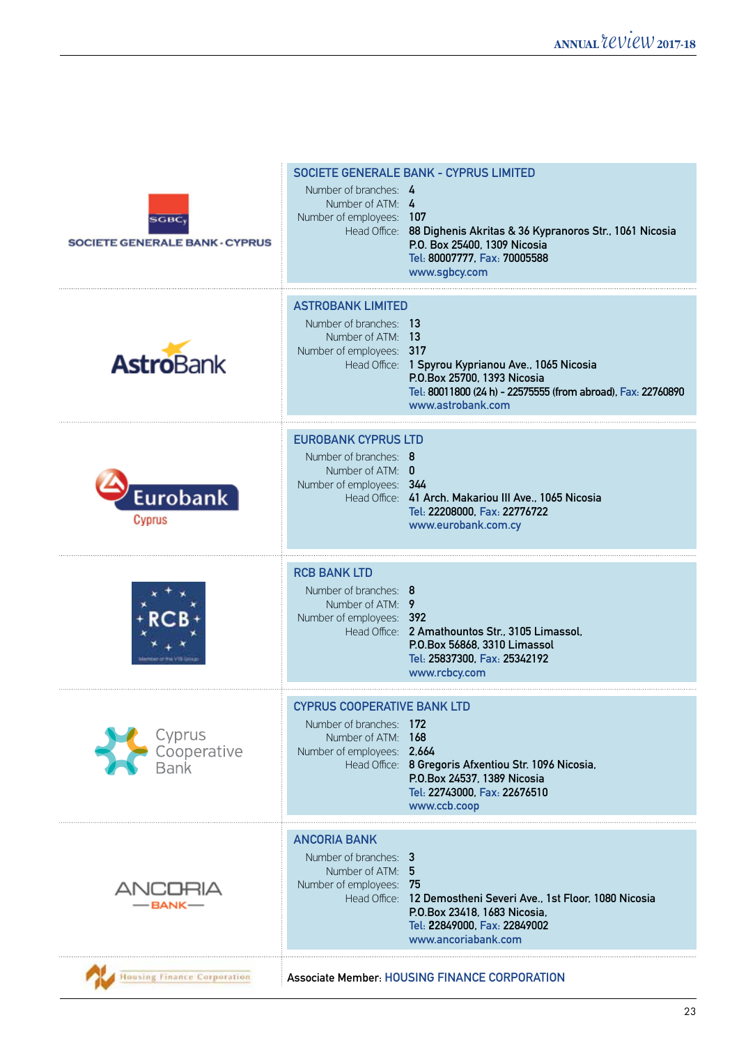## SOCIETE GENERALE BANK - CYPRUS LIMITED

Number of branches: 4
Number of ATM: 4
Number of employees: 107
Head Office: 88 Dighenis Akritas & 36 Kypranoros Str., 1061 Nicosia
P.O. Box 25400, 1309 Nicosia
Tel: 80007777, Fax: 70005588
www.sgbcy.com

## ASTROBANK LIMITED

Number of branches: 13
Number of ATM: 13
Number of employees: 317
Head Office: 1 Spyrou Kyprianou Ave., 1065 Nicosia
P.O.Box 25700, 1393 Nicosia
Tel: 80011800 (24 h) - 22575555 (from abroad), Fax: 22760890
www.astrobank.com

## EUROBANK CYPRUS LTD

Number of branches: 8
Number of ATM: 0
Number of employees: 344
Head Office: 41 Arch. Makariou III Ave., 1065 Nicosia
Tel: 22208000, Fax: 22776722
www.eurobank.com.cy

## RCB BANK LTD

Number of branches: 8
Number of ATM: 9
Number of employees: 392
Head Office: 2 Amathountos Str., 3105 Limassol,
P.O.Box 56868, 3310 Limassol
Tel: 25837300, Fax: 25342192
www.rcbcy.com

## CYPRUS COOPERATIVE BANK LTD

Number of branches: 172
Number of ATM: 168
Number of employees: 2,664
Head Office: 8 Gregoris Afxentiou Str. 1096 Nicosia,
P.O.Box 24537, 1389 Nicosia
Tel: 22743000, Fax: 22676510
www.ccb.coop

## ANCORIA BANK

Number of branches: 3
Number of ATM: 5
Number of employees: 75
Head Office: 12 Demostheni Severi Ave., 1st Floor, 1080 Nicosia
P.O.Box 23418, 1683 Nicosia,
Tel: 22849000, Fax: 22849002
www.ancoriabank.com

Associate Member: HOUSING FINANCE CORPORATION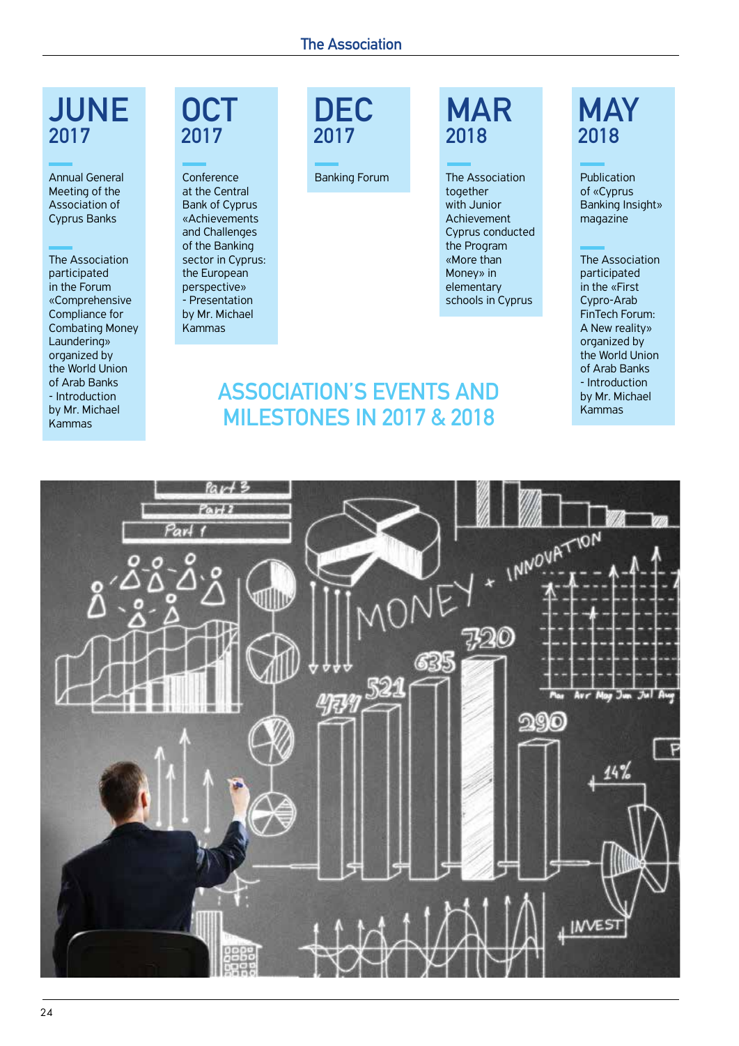## ASSOCIATION'S EVENTS AND MILESTONES IN 2017 & 2018

### JUNE 2017

Annual General Meeting of the Association of Cyprus Banks

The Association participated in the Forum «Comprehensive Compliance for Combating Money Laundering» organized by the World Union of Arab Banks - Introduction by Mr. Michael Kammas

### OCT 2017

Conference at the Central Bank of Cyprus «Achievements and Challenges of the Banking sector in Cyprus: the European perspective» - Presentation by Mr. Michael Kammas

### DEC 2017

Banking Forum

### MAR 2018

The Association together with Junior Achievement Cyprus conducted the Program «More than Money» in elementary schools in Cyprus

### MAY 2018

Publication of «Cyprus Banking Insight» magazine

The Association participated in the «First Cypro-Arab FinTech Forum: A New reality» organized by the World Union of Arab Banks - Introduction by Mr. Michael Kammas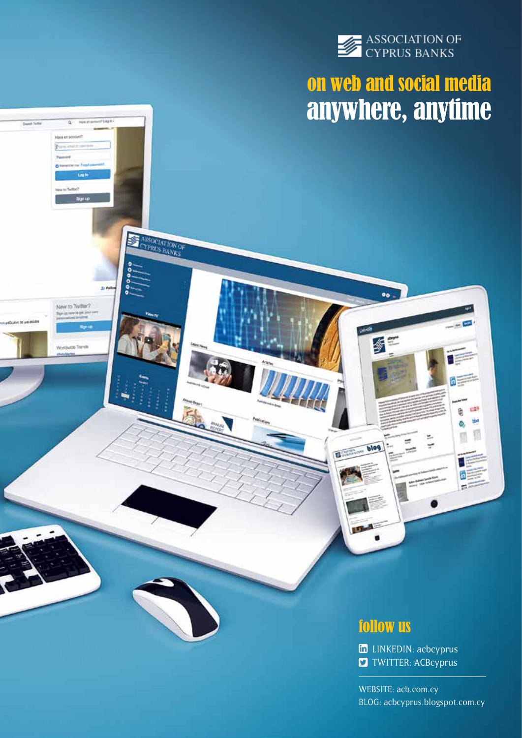ASSOCIATION OF CYPRUS BANKS

# on web and social media
# anywhere, anytime

## follow us

LINKEDIN: acbcyprus

TWITTER: ACBcyprus

WEBSITE: acb.com.cy

BLOG: acbcyprus.blogspot.com.cy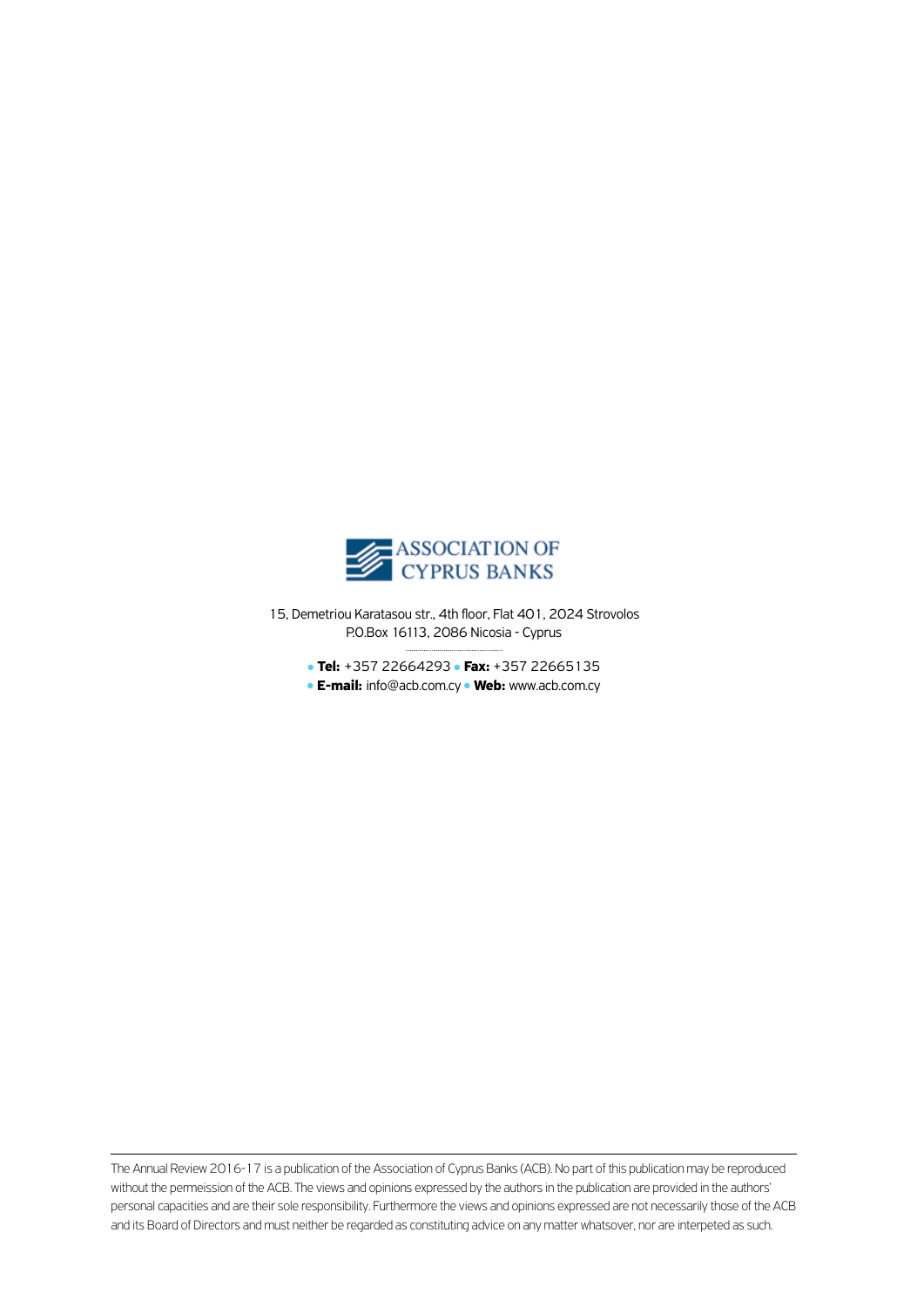ASSOCIATION OF
CYPRUS BANKS

15, Demetriou Karatasou str., 4th floor, Flat 401, 2024 Strovolos
P.O.Box 16113, 2086 Nicosia - Cyprus

• **Tel:** +357 22664293 • **Fax:** +357 22665135
• **E-mail:** info@acb.com.cy • **Web:** www.acb.com.cy

---

The Annual Review 2016-17 is a publication of the Association of Cyprus Banks (ACB). No part of this publication may be reproduced without the permeission of the ACB. The views and opinions expressed by the authors in the publication are provided in the authors' personal capacities and are their sole responsibility. Furthermore the views and opinions expressed are not necessarily those of the ACB and its Board of Directors and must neither be regarded as constituting advice on any matter whatsover, nor are interpeted as such.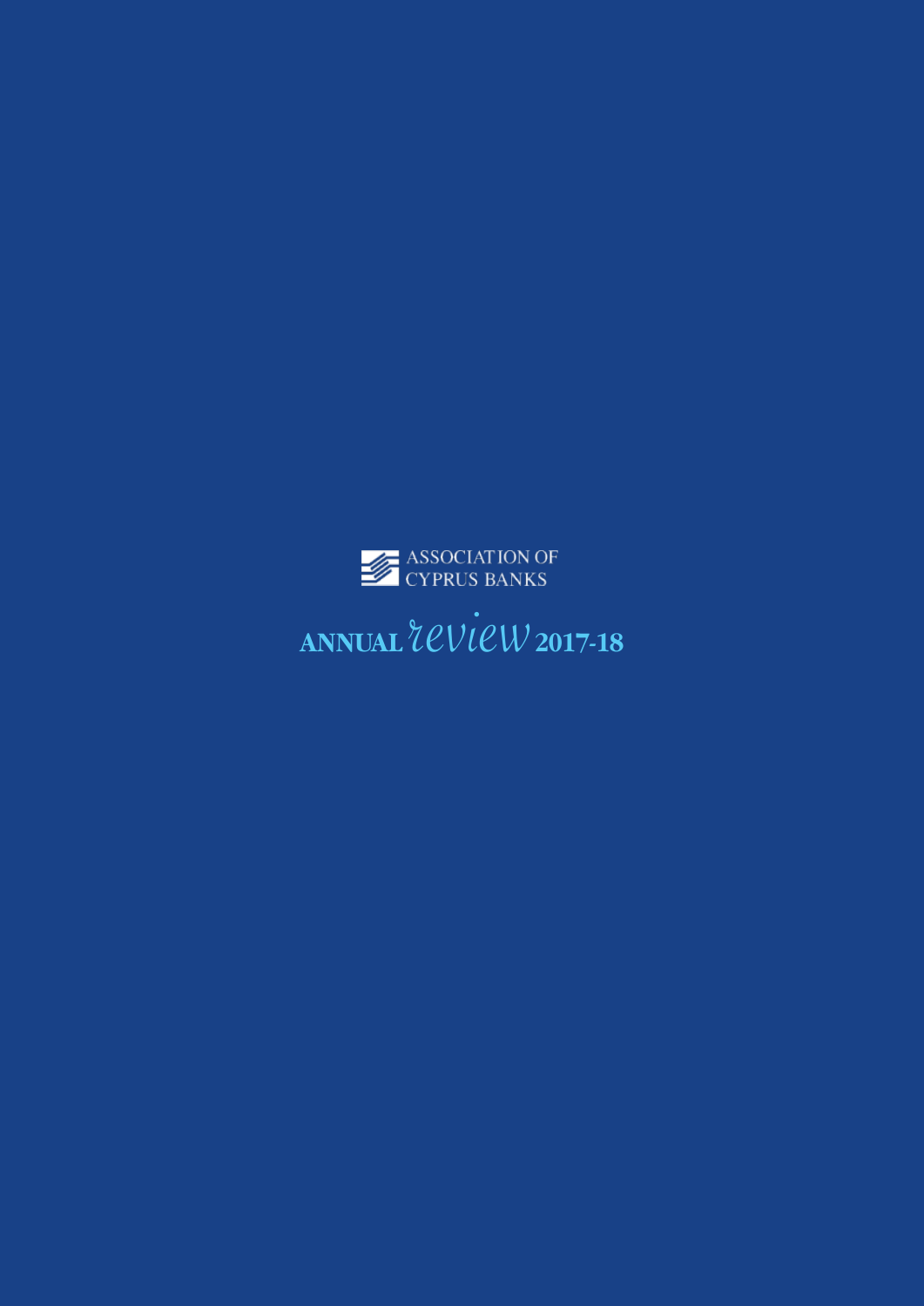ASSOCIATION OF
CYPRUS BANKS

# ANNUAL *review* 2017-18